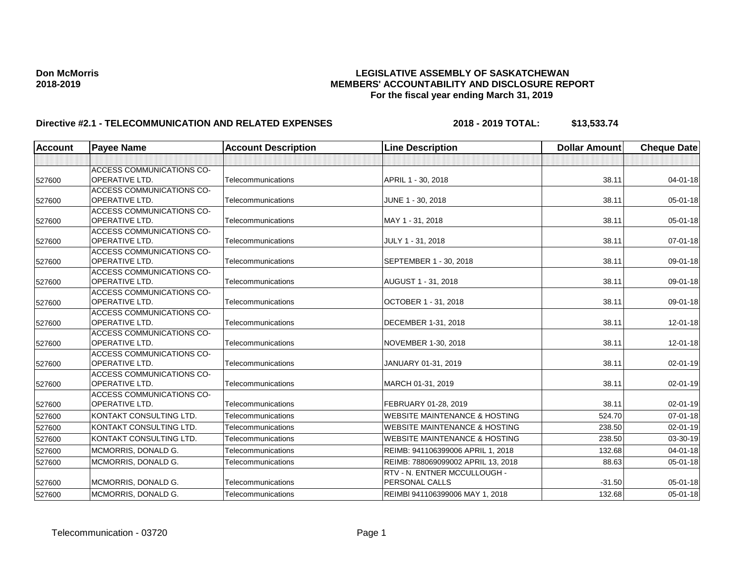**Don McMorris**
**2018-2019**

# LEGISLATIVE ASSEMBLY OF SASKATCHEWAN
## MEMBERS' ACCOUNTABILITY AND DISCLOSURE REPORT
### For the fiscal year ending March 31, 2019

**Directive #2.1 - TELECOMMUNICATION AND RELATED EXPENSES** **2018 - 2019 TOTAL: $13,533.74**

| Account | Payee Name | Account Description | Line Description | Dollar Amount | Cheque Date |
|---|---|---|---|---|---|
| | | | | | |
| 527600 | ACCESS COMMUNICATIONS CO-OPERATIVE LTD. | Telecommunications | APRIL 1 - 30, 2018 | 38.11 | 04-01-18 |
| 527600 | ACCESS COMMUNICATIONS CO-OPERATIVE LTD. | Telecommunications | JUNE 1 - 30, 2018 | 38.11 | 05-01-18 |
| 527600 | ACCESS COMMUNICATIONS CO-OPERATIVE LTD. | Telecommunications | MAY 1 - 31, 2018 | 38.11 | 05-01-18 |
| 527600 | ACCESS COMMUNICATIONS CO-OPERATIVE LTD. | Telecommunications | JULY 1 - 31, 2018 | 38.11 | 07-01-18 |
| 527600 | ACCESS COMMUNICATIONS CO-OPERATIVE LTD. | Telecommunications | SEPTEMBER 1 - 30, 2018 | 38.11 | 09-01-18 |
| 527600 | ACCESS COMMUNICATIONS CO-OPERATIVE LTD. | Telecommunications | AUGUST 1 - 31, 2018 | 38.11 | 09-01-18 |
| 527600 | ACCESS COMMUNICATIONS CO-OPERATIVE LTD. | Telecommunications | OCTOBER 1 - 31, 2018 | 38.11 | 09-01-18 |
| 527600 | ACCESS COMMUNICATIONS CO-OPERATIVE LTD. | Telecommunications | DECEMBER 1-31, 2018 | 38.11 | 12-01-18 |
| 527600 | ACCESS COMMUNICATIONS CO-OPERATIVE LTD. | Telecommunications | NOVEMBER 1-30, 2018 | 38.11 | 12-01-18 |
| 527600 | ACCESS COMMUNICATIONS CO-OPERATIVE LTD. | Telecommunications | JANUARY 01-31, 2019 | 38.11 | 02-01-19 |
| 527600 | ACCESS COMMUNICATIONS CO-OPERATIVE LTD. | Telecommunications | MARCH 01-31, 2019 | 38.11 | 02-01-19 |
| 527600 | ACCESS COMMUNICATIONS CO-OPERATIVE LTD. | Telecommunications | FEBRUARY 01-28, 2019 | 38.11 | 02-01-19 |
| 527600 | KONTAKT CONSULTING LTD. | Telecommunications | WEBSITE MAINTENANCE & HOSTING | 524.70 | 07-01-18 |
| 527600 | KONTAKT CONSULTING LTD. | Telecommunications | WEBSITE MAINTENANCE & HOSTING | 238.50 | 02-01-19 |
| 527600 | KONTAKT CONSULTING LTD. | Telecommunications | WEBSITE MAINTENANCE & HOSTING | 238.50 | 03-30-19 |
| 527600 | MCMORRIS, DONALD G. | Telecommunications | REIMB: 941106399006 APRIL 1, 2018 | 132.68 | 04-01-18 |
| 527600 | MCMORRIS, DONALD G. | Telecommunications | REIMB: 788069099002 APRIL 13, 2018 | 88.63 | 05-01-18 |
| 527600 | MCMORRIS, DONALD G. | Telecommunications | RTV - N. ENTNER MCCULLOUGH - PERSONAL CALLS | -31.50 | 05-01-18 |
| 527600 | MCMORRIS, DONALD G. | Telecommunications | REIMBI 941106399006 MAY 1, 2018 | 132.68 | 05-01-18 |

Telecommunication - 03720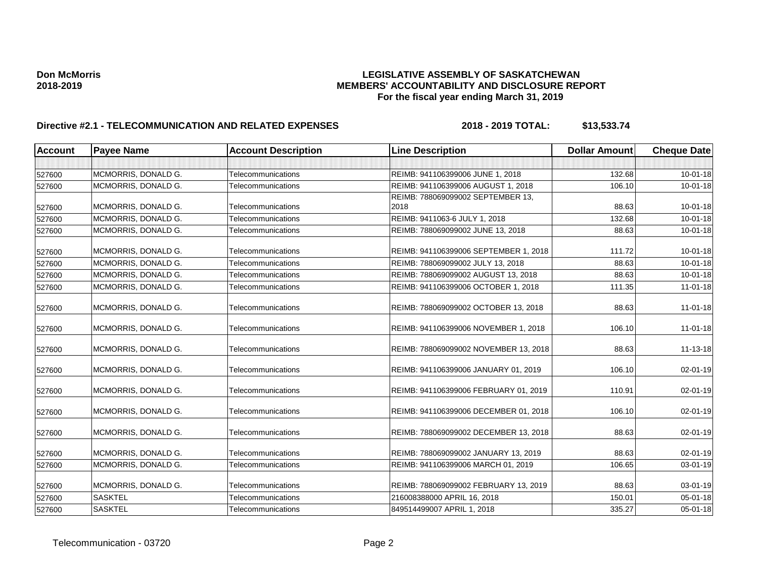**Don McMorris**
**2018-2019**

**LEGISLATIVE ASSEMBLY OF SASKATCHEWAN**
**MEMBERS' ACCOUNTABILITY AND DISCLOSURE REPORT**
**For the fiscal year ending March 31, 2019**

**Directive #2.1 - TELECOMMUNICATION AND RELATED EXPENSES** **2018 - 2019 TOTAL: $13,533.74**

| Account | Payee Name | Account Description | Line Description | Dollar Amount | Cheque Date |
|---|---|---|---|---|---|
| | | | | | |
| 527600 | MCMORRIS, DONALD G. | Telecommunications | REIMB: 941106399006 JUNE 1, 2018 | 132.68 | 10-01-18 |
| 527600 | MCMORRIS, DONALD G. | Telecommunications | REIMB: 941106399006 AUGUST 1, 2018 | 106.10 | 10-01-18 |
| 527600 | MCMORRIS, DONALD G. | Telecommunications | REIMB: 788069099002 SEPTEMBER 13, 2018 | 88.63 | 10-01-18 |
| 527600 | MCMORRIS, DONALD G. | Telecommunications | REIMB: 9411063-6 JULY 1, 2018 | 132.68 | 10-01-18 |
| 527600 | MCMORRIS, DONALD G. | Telecommunications | REIMB: 788069099002 JUNE 13, 2018 | 88.63 | 10-01-18 |
| 527600 | MCMORRIS, DONALD G. | Telecommunications | REIMB: 941106399006 SEPTEMBER 1, 2018 | 111.72 | 10-01-18 |
| 527600 | MCMORRIS, DONALD G. | Telecommunications | REIMB: 788069099002 JULY 13, 2018 | 88.63 | 10-01-18 |
| 527600 | MCMORRIS, DONALD G. | Telecommunications | REIMB: 788069099002 AUGUST 13, 2018 | 88.63 | 10-01-18 |
| 527600 | MCMORRIS, DONALD G. | Telecommunications | REIMB: 941106399006 OCTOBER 1, 2018 | 111.35 | 11-01-18 |
| 527600 | MCMORRIS, DONALD G. | Telecommunications | REIMB: 788069099002 OCTOBER 13, 2018 | 88.63 | 11-01-18 |
| 527600 | MCMORRIS, DONALD G. | Telecommunications | REIMB: 941106399006 NOVEMBER 1, 2018 | 106.10 | 11-01-18 |
| 527600 | MCMORRIS, DONALD G. | Telecommunications | REIMB: 788069099002 NOVEMBER 13, 2018 | 88.63 | 11-13-18 |
| 527600 | MCMORRIS, DONALD G. | Telecommunications | REIMB: 941106399006 JANUARY 01, 2019 | 106.10 | 02-01-19 |
| 527600 | MCMORRIS, DONALD G. | Telecommunications | REIMB: 941106399006 FEBRUARY 01, 2019 | 110.91 | 02-01-19 |
| 527600 | MCMORRIS, DONALD G. | Telecommunications | REIMB: 941106399006 DECEMBER 01, 2018 | 106.10 | 02-01-19 |
| 527600 | MCMORRIS, DONALD G. | Telecommunications | REIMB: 788069099002 DECEMBER 13, 2018 | 88.63 | 02-01-19 |
| 527600 | MCMORRIS, DONALD G. | Telecommunications | REIMB: 788069099002 JANUARY 13, 2019 | 88.63 | 02-01-19 |
| 527600 | MCMORRIS, DONALD G. | Telecommunications | REIMB: 941106399006 MARCH 01, 2019 | 106.65 | 03-01-19 |
| 527600 | MCMORRIS, DONALD G. | Telecommunications | REIMB: 788069099002 FEBRUARY 13, 2019 | 88.63 | 03-01-19 |
| 527600 | SASKTEL | Telecommunications | 216008388000 APRIL 16, 2018 | 150.01 | 05-01-18 |
| 527600 | SASKTEL | Telecommunications | 849514499007 APRIL 1, 2018 | 335.27 | 05-01-18 |

Telecommunication - 03720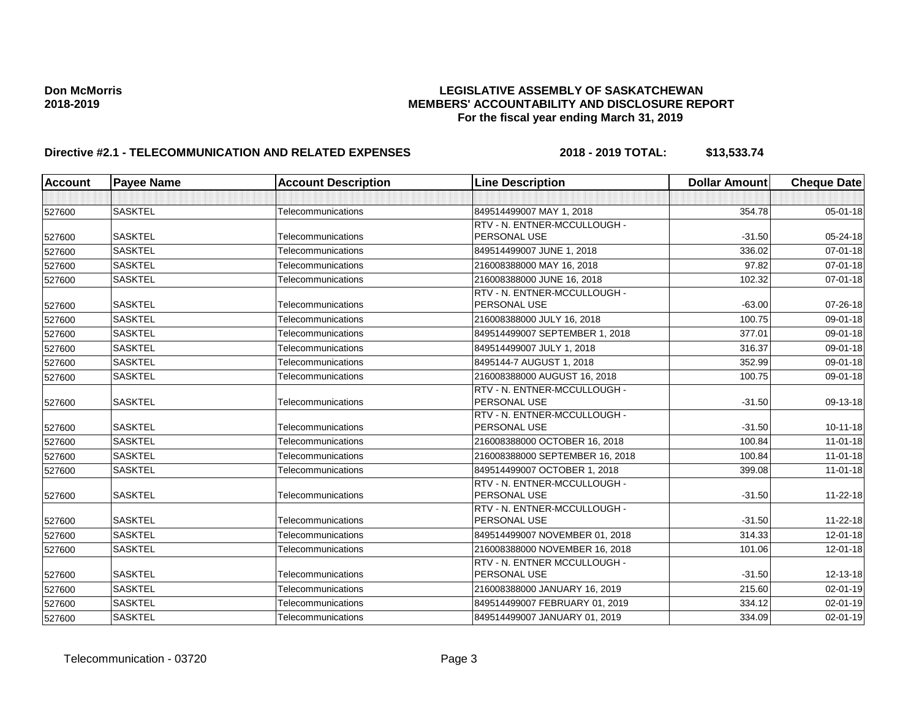Don McMorris
2018-2019

# LEGISLATIVE ASSEMBLY OF SASKATCHEWAN
## MEMBERS' ACCOUNTABILITY AND DISCLOSURE REPORT
### For the fiscal year ending March 31, 2019

**Directive #2.1 - TELECOMMUNICATION AND RELATED EXPENSES** **2018 - 2019 TOTAL: $13,533.74**

| Account | Payee Name | Account Description | Line Description | Dollar Amount | Cheque Date |
|---|---|---|---|---|---|
| | | | | | |
| 527600 | SASKTEL | Telecommunications | 849514499007 MAY 1, 2018 | 354.78 | 05-01-18 |
| 527600 | SASKTEL | Telecommunications | RTV - N. ENTNER-MCCULLOUGH - PERSONAL USE | -31.50 | 05-24-18 |
| 527600 | SASKTEL | Telecommunications | 849514499007 JUNE 1, 2018 | 336.02 | 07-01-18 |
| 527600 | SASKTEL | Telecommunications | 216008388000 MAY 16, 2018 | 97.82 | 07-01-18 |
| 527600 | SASKTEL | Telecommunications | 216008388000 JUNE 16, 2018 | 102.32 | 07-01-18 |
| 527600 | SASKTEL | Telecommunications | RTV - N. ENTNER-MCCULLOUGH - PERSONAL USE | -63.00 | 07-26-18 |
| 527600 | SASKTEL | Telecommunications | 216008388000 JULY 16, 2018 | 100.75 | 09-01-18 |
| 527600 | SASKTEL | Telecommunications | 849514499007 SEPTEMBER 1, 2018 | 377.01 | 09-01-18 |
| 527600 | SASKTEL | Telecommunications | 849514499007 JULY 1, 2018 | 316.37 | 09-01-18 |
| 527600 | SASKTEL | Telecommunications | 8495144-7 AUGUST 1, 2018 | 352.99 | 09-01-18 |
| 527600 | SASKTEL | Telecommunications | 216008388000 AUGUST 16, 2018 | 100.75 | 09-01-18 |
| 527600 | SASKTEL | Telecommunications | RTV - N. ENTNER-MCCULLOUGH - PERSONAL USE | -31.50 | 09-13-18 |
| 527600 | SASKTEL | Telecommunications | RTV - N. ENTNER-MCCULLOUGH - PERSONAL USE | -31.50 | 10-11-18 |
| 527600 | SASKTEL | Telecommunications | 216008388000 OCTOBER 16, 2018 | 100.84 | 11-01-18 |
| 527600 | SASKTEL | Telecommunications | 216008388000 SEPTEMBER 16, 2018 | 100.84 | 11-01-18 |
| 527600 | SASKTEL | Telecommunications | 849514499007 OCTOBER 1, 2018 | 399.08 | 11-01-18 |
| 527600 | SASKTEL | Telecommunications | RTV - N. ENTNER-MCCULLOUGH - PERSONAL USE | -31.50 | 11-22-18 |
| 527600 | SASKTEL | Telecommunications | RTV - N. ENTNER-MCCULLOUGH - PERSONAL USE | -31.50 | 11-22-18 |
| 527600 | SASKTEL | Telecommunications | 849514499007 NOVEMBER 01, 2018 | 314.33 | 12-01-18 |
| 527600 | SASKTEL | Telecommunications | 216008388000 NOVEMBER 16, 2018 | 101.06 | 12-01-18 |
| 527600 | SASKTEL | Telecommunications | RTV - N. ENTNER MCCULLOUGH - PERSONAL USE | -31.50 | 12-13-18 |
| 527600 | SASKTEL | Telecommunications | 216008388000 JANUARY 16, 2019 | 215.60 | 02-01-19 |
| 527600 | SASKTEL | Telecommunications | 849514499007 FEBRUARY 01, 2019 | 334.12 | 02-01-19 |
| 527600 | SASKTEL | Telecommunications | 849514499007 JANUARY 01, 2019 | 334.09 | 02-01-19 |

Telecommunication - 03720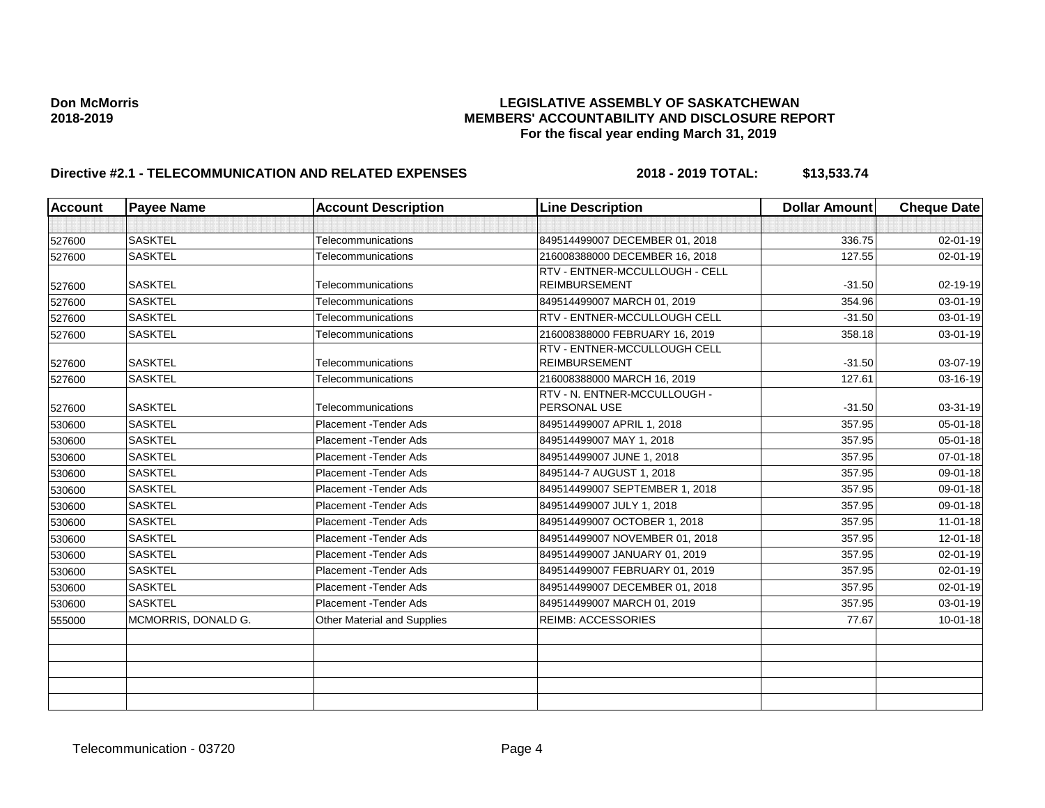**Don McMorris**
**2018-2019**

# LEGISLATIVE ASSEMBLY OF SASKATCHEWAN
## MEMBERS' ACCOUNTABILITY AND DISCLOSURE REPORT
### For the fiscal year ending March 31, 2019

**Directive #2.1 - TELECOMMUNICATION AND RELATED EXPENSES** **2018 - 2019 TOTAL: $13,533.74**

| Account | Payee Name | Account Description | Line Description | Dollar Amount | Cheque Date |
|---|---|---|---|---|---|
| | | | | | |
| 527600 | SASKTEL | Telecommunications | 849514499007 DECEMBER 01, 2018 | 336.75 | 02-01-19 |
| 527600 | SASKTEL | Telecommunications | 216008388000 DECEMBER 16, 2018 | 127.55 | 02-01-19 |
| 527600 | SASKTEL | Telecommunications | RTV - ENTNER-MCCULLOUGH - CELL REIMBURSEMENT | -31.50 | 02-19-19 |
| 527600 | SASKTEL | Telecommunications | 849514499007 MARCH 01, 2019 | 354.96 | 03-01-19 |
| 527600 | SASKTEL | Telecommunications | RTV - ENTNER-MCCULLOUGH CELL | -31.50 | 03-01-19 |
| 527600 | SASKTEL | Telecommunications | 216008388000 FEBRUARY 16, 2019 | 358.18 | 03-01-19 |
| 527600 | SASKTEL | Telecommunications | RTV - ENTNER-MCCULLOUGH CELL REIMBURSEMENT | -31.50 | 03-07-19 |
| 527600 | SASKTEL | Telecommunications | 216008388000 MARCH 16, 2019 | 127.61 | 03-16-19 |
| 527600 | SASKTEL | Telecommunications | RTV - N. ENTNER-MCCULLOUGH - PERSONAL USE | -31.50 | 03-31-19 |
| 530600 | SASKTEL | Placement -Tender Ads | 849514499007 APRIL 1, 2018 | 357.95 | 05-01-18 |
| 530600 | SASKTEL | Placement -Tender Ads | 849514499007 MAY 1, 2018 | 357.95 | 05-01-18 |
| 530600 | SASKTEL | Placement -Tender Ads | 849514499007 JUNE 1, 2018 | 357.95 | 07-01-18 |
| 530600 | SASKTEL | Placement -Tender Ads | 8495144-7 AUGUST 1, 2018 | 357.95 | 09-01-18 |
| 530600 | SASKTEL | Placement -Tender Ads | 849514499007 SEPTEMBER 1, 2018 | 357.95 | 09-01-18 |
| 530600 | SASKTEL | Placement -Tender Ads | 849514499007 JULY 1, 2018 | 357.95 | 09-01-18 |
| 530600 | SASKTEL | Placement -Tender Ads | 849514499007 OCTOBER 1, 2018 | 357.95 | 11-01-18 |
| 530600 | SASKTEL | Placement -Tender Ads | 849514499007 NOVEMBER 01, 2018 | 357.95 | 12-01-18 |
| 530600 | SASKTEL | Placement -Tender Ads | 849514499007 JANUARY 01, 2019 | 357.95 | 02-01-19 |
| 530600 | SASKTEL | Placement -Tender Ads | 849514499007 FEBRUARY 01, 2019 | 357.95 | 02-01-19 |
| 530600 | SASKTEL | Placement -Tender Ads | 849514499007 DECEMBER 01, 2018 | 357.95 | 02-01-19 |
| 530600 | SASKTEL | Placement -Tender Ads | 849514499007 MARCH 01, 2019 | 357.95 | 03-01-19 |
| 555000 | MCMORRIS, DONALD G. | Other Material and Supplies | REIMB: ACCESSORIES | 77.67 | 10-01-18 |
| | | | | | |
| | | | | | |
| | | | | | |
| | | | | | |
| | | | | | |

Telecommunication - 03720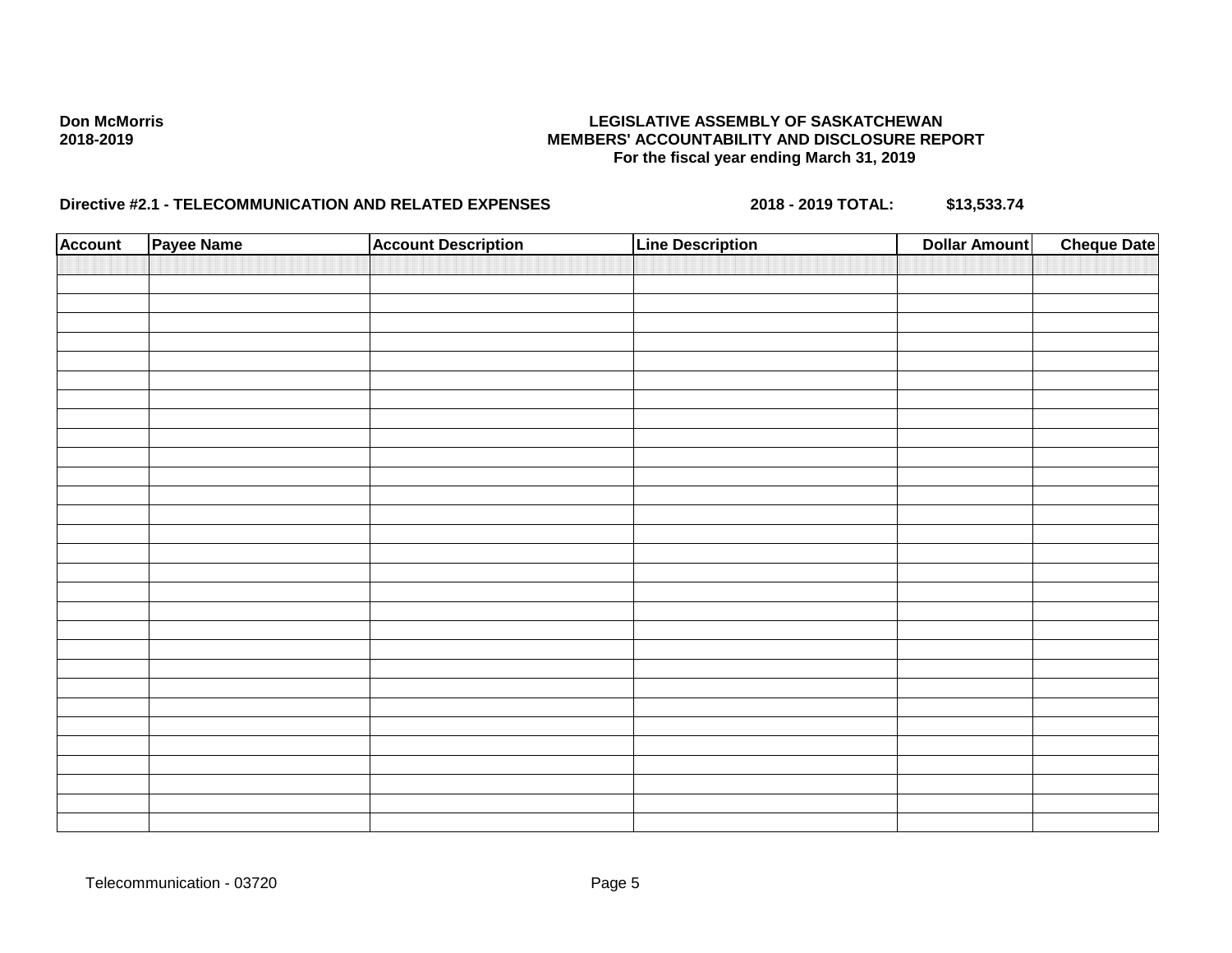**Don McMorris**
**2018-2019**

**LEGISLATIVE ASSEMBLY OF SASKATCHEWAN**
**MEMBERS' ACCOUNTABILITY AND DISCLOSURE REPORT**
**For the fiscal year ending March 31, 2019**

**Directive #2.1 - TELECOMMUNICATION AND RELATED EXPENSES** **2018 - 2019 TOTAL: $13,533.74**

| Account | Payee Name | Account Description | Line Description | Dollar Amount | Cheque Date |
|---|---|---|---|---|---|
| | | | | | |

Telecommunication - 03720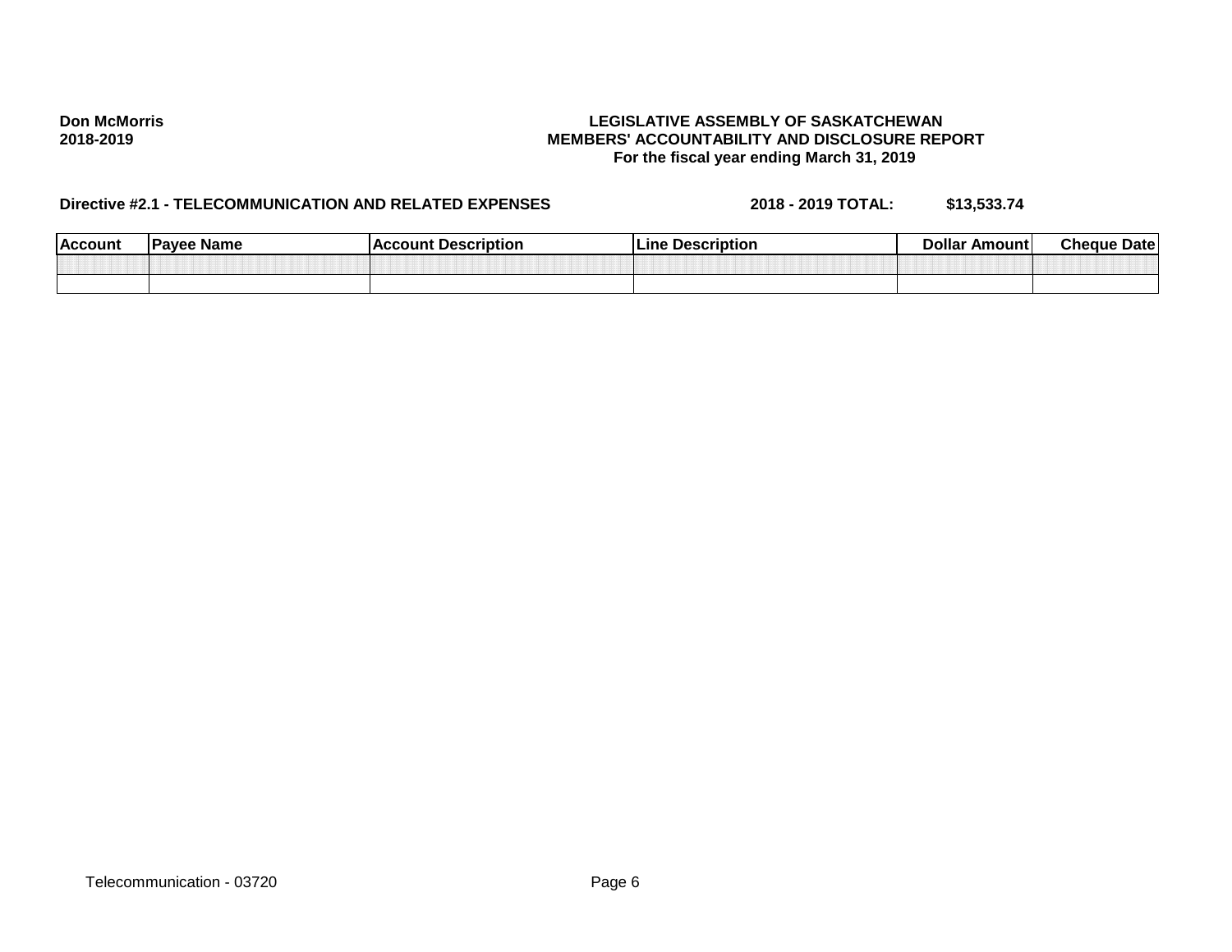**Don McMorris**
**2018-2019**

**LEGISLATIVE ASSEMBLY OF SASKATCHEWAN**
**MEMBERS' ACCOUNTABILITY AND DISCLOSURE REPORT**
**For the fiscal year ending March 31, 2019**

**Directive #2.1 - TELECOMMUNICATION AND RELATED EXPENSES** **2018 - 2019 TOTAL: $13,533.74**

| Account | Payee Name | Account Description | Line Description | Dollar Amount | Cheque Date |
|---|---|---|---|---|---|
| | | | | | |
| | | | | | |

Telecommunication - 03720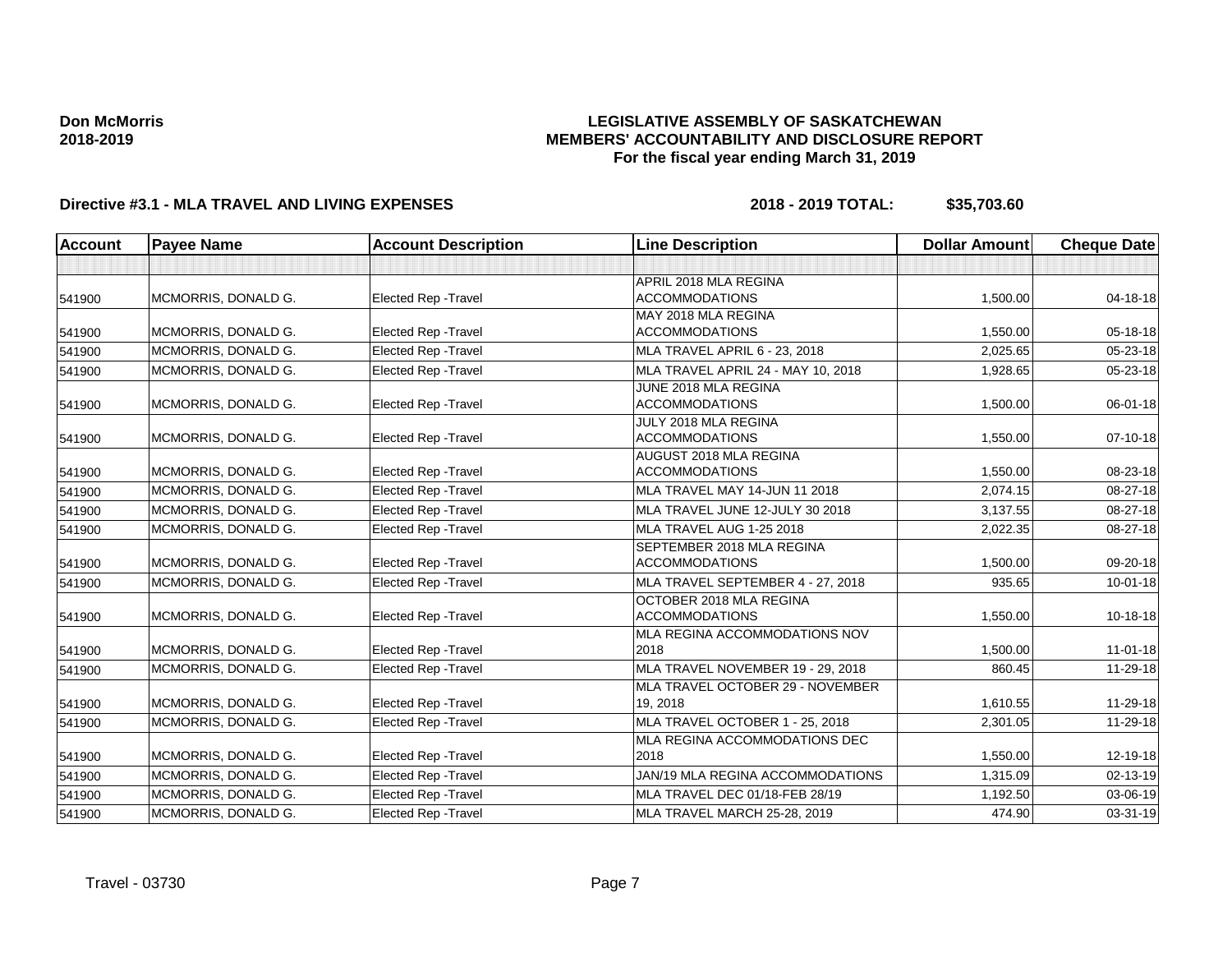**Don McMorris**
**2018-2019**

**LEGISLATIVE ASSEMBLY OF SASKATCHEWAN**
**MEMBERS' ACCOUNTABILITY AND DISCLOSURE REPORT**
**For the fiscal year ending March 31, 2019**

**Directive #3.1 - MLA TRAVEL AND LIVING EXPENSES** **2018 - 2019 TOTAL: $35,703.60**

| Account | Payee Name | Account Description | Line Description | Dollar Amount | Cheque Date |
|---|---|---|---|---|---|
| | | | | | |
| 541900 | MCMORRIS, DONALD G. | Elected Rep -Travel | APRIL 2018 MLA REGINA ACCOMMODATIONS | 1,500.00 | 04-18-18 |
| 541900 | MCMORRIS, DONALD G. | Elected Rep -Travel | MAY 2018 MLA REGINA ACCOMMODATIONS | 1,550.00 | 05-18-18 |
| 541900 | MCMORRIS, DONALD G. | Elected Rep -Travel | MLA TRAVEL APRIL 6 - 23, 2018 | 2,025.65 | 05-23-18 |
| 541900 | MCMORRIS, DONALD G. | Elected Rep -Travel | MLA TRAVEL APRIL 24 - MAY 10, 2018 | 1,928.65 | 05-23-18 |
| 541900 | MCMORRIS, DONALD G. | Elected Rep -Travel | JUNE 2018 MLA REGINA ACCOMMODATIONS | 1,500.00 | 06-01-18 |
| 541900 | MCMORRIS, DONALD G. | Elected Rep -Travel | JULY 2018 MLA REGINA ACCOMMODATIONS | 1,550.00 | 07-10-18 |
| 541900 | MCMORRIS, DONALD G. | Elected Rep -Travel | AUGUST 2018 MLA REGINA ACCOMMODATIONS | 1,550.00 | 08-23-18 |
| 541900 | MCMORRIS, DONALD G. | Elected Rep -Travel | MLA TRAVEL MAY 14-JUN 11 2018 | 2,074.15 | 08-27-18 |
| 541900 | MCMORRIS, DONALD G. | Elected Rep -Travel | MLA TRAVEL JUNE 12-JULY 30 2018 | 3,137.55 | 08-27-18 |
| 541900 | MCMORRIS, DONALD G. | Elected Rep -Travel | MLA TRAVEL AUG 1-25 2018 | 2,022.35 | 08-27-18 |
| 541900 | MCMORRIS, DONALD G. | Elected Rep -Travel | SEPTEMBER 2018 MLA REGINA ACCOMMODATIONS | 1,500.00 | 09-20-18 |
| 541900 | MCMORRIS, DONALD G. | Elected Rep -Travel | MLA TRAVEL SEPTEMBER 4 - 27, 2018 | 935.65 | 10-01-18 |
| 541900 | MCMORRIS, DONALD G. | Elected Rep -Travel | OCTOBER 2018 MLA REGINA ACCOMMODATIONS | 1,550.00 | 10-18-18 |
| 541900 | MCMORRIS, DONALD G. | Elected Rep -Travel | MLA REGINA ACCOMMODATIONS NOV 2018 | 1,500.00 | 11-01-18 |
| 541900 | MCMORRIS, DONALD G. | Elected Rep -Travel | MLA TRAVEL NOVEMBER 19 - 29, 2018 | 860.45 | 11-29-18 |
| 541900 | MCMORRIS, DONALD G. | Elected Rep -Travel | MLA TRAVEL OCTOBER 29 - NOVEMBER 19, 2018 | 1,610.55 | 11-29-18 |
| 541900 | MCMORRIS, DONALD G. | Elected Rep -Travel | MLA TRAVEL OCTOBER 1 - 25, 2018 | 2,301.05 | 11-29-18 |
| 541900 | MCMORRIS, DONALD G. | Elected Rep -Travel | MLA REGINA ACCOMMODATIONS DEC 2018 | 1,550.00 | 12-19-18 |
| 541900 | MCMORRIS, DONALD G. | Elected Rep -Travel | JAN/19 MLA REGINA ACCOMMODATIONS | 1,315.09 | 02-13-19 |
| 541900 | MCMORRIS, DONALD G. | Elected Rep -Travel | MLA TRAVEL DEC 01/18-FEB 28/19 | 1,192.50 | 03-06-19 |
| 541900 | MCMORRIS, DONALD G. | Elected Rep -Travel | MLA TRAVEL MARCH 25-28, 2019 | 474.90 | 03-31-19 |

Travel - 03730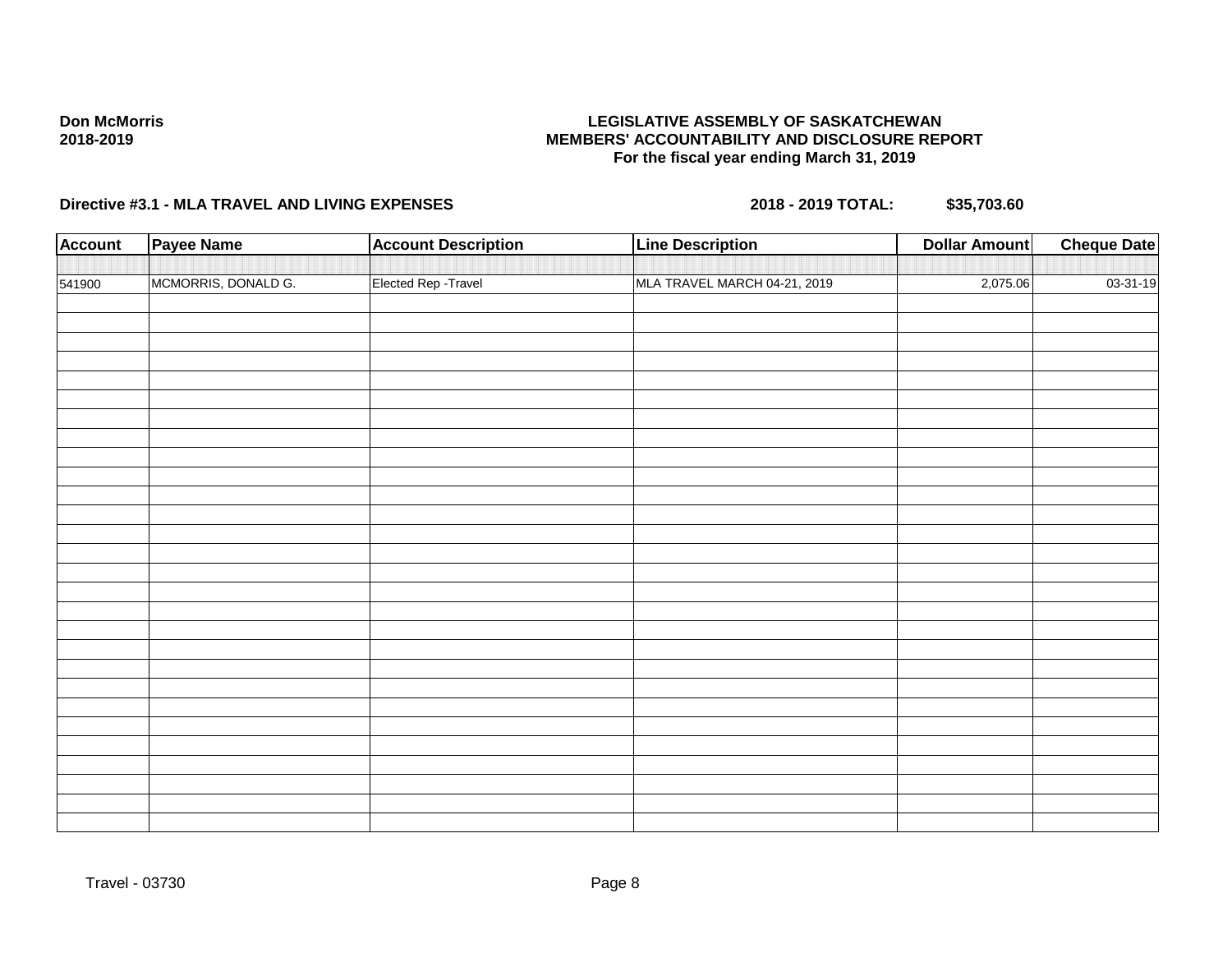**Don McMorris**
**2018-2019**

**LEGISLATIVE ASSEMBLY OF SASKATCHEWAN**
**MEMBERS' ACCOUNTABILITY AND DISCLOSURE REPORT**
**For the fiscal year ending March 31, 2019**

**Directive #3.1 - MLA TRAVEL AND LIVING EXPENSES** **2018 - 2019 TOTAL: $35,703.60**

| Account | Payee Name | Account Description | Line Description | Dollar Amount | Cheque Date |
|---|---|---|---|---|---|
| 541900 | MCMORRIS, DONALD G. | Elected Rep -Travel | MLA TRAVEL MARCH 04-21, 2019 | 2,075.06 | 03-31-19 |

Travel - 03730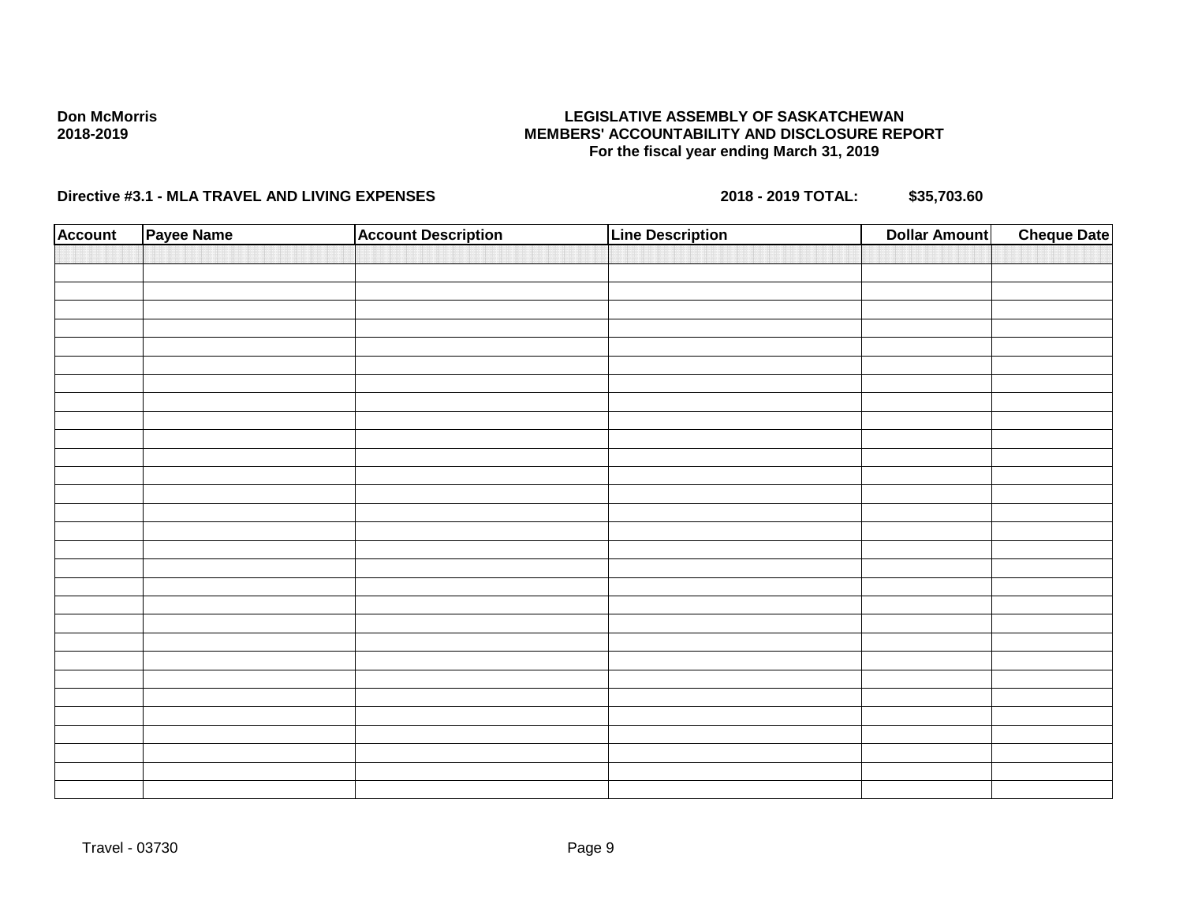**Don McMorris**
**2018-2019**

**LEGISLATIVE ASSEMBLY OF SASKATCHEWAN**
**MEMBERS' ACCOUNTABILITY AND DISCLOSURE REPORT**
**For the fiscal year ending March 31, 2019**

**Directive #3.1 - MLA TRAVEL AND LIVING EXPENSES** **2018 - 2019 TOTAL: $35,703.60**

| Account | Payee Name | Account Description | Line Description | Dollar Amount | Cheque Date |
|---|---|---|---|---|---|
| | | | | | |

Travel - 03730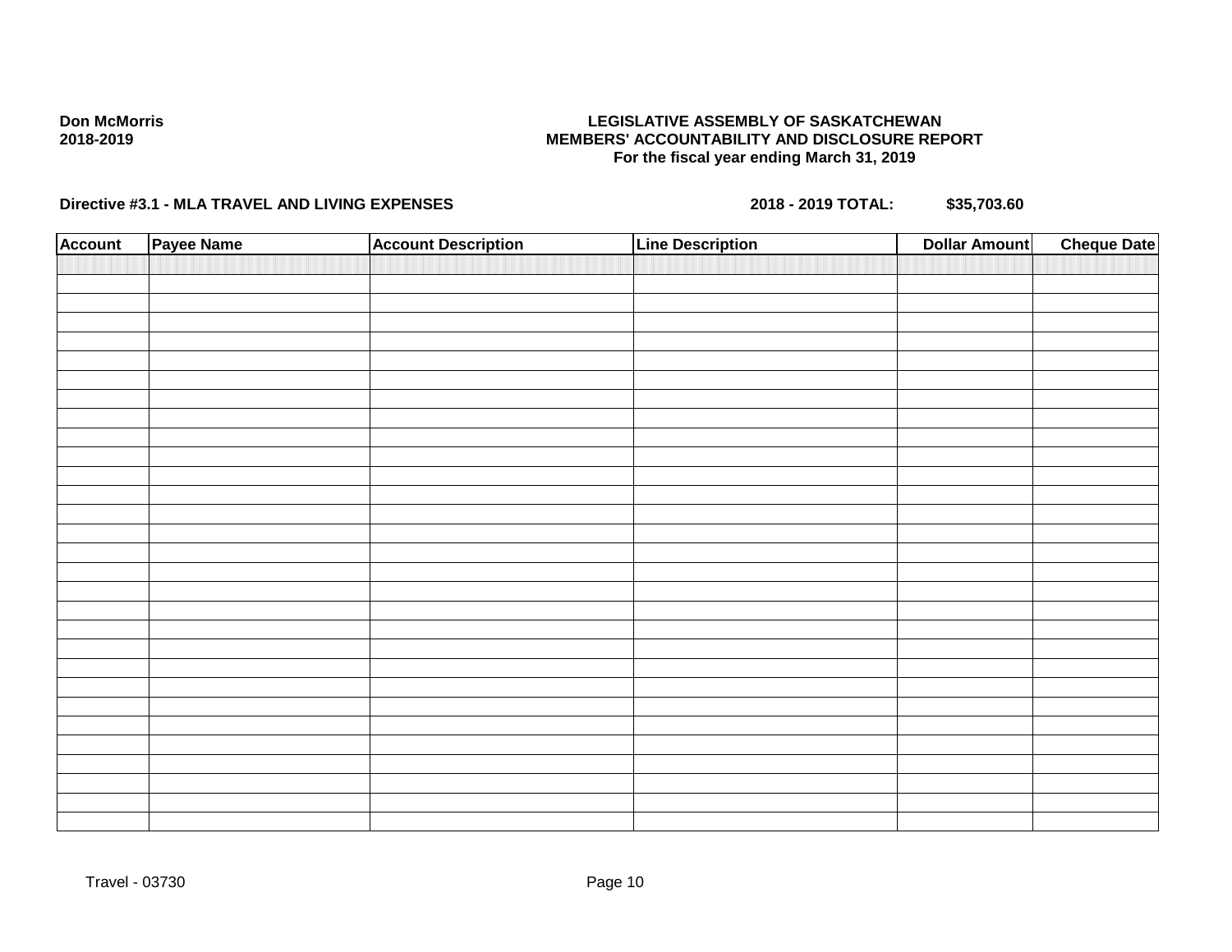**Don McMorris**
**2018-2019**

**LEGISLATIVE ASSEMBLY OF SASKATCHEWAN**
**MEMBERS' ACCOUNTABILITY AND DISCLOSURE REPORT**
**For the fiscal year ending March 31, 2019**

**Directive #3.1 - MLA TRAVEL AND LIVING EXPENSES** **2018 - 2019 TOTAL: $35,703.60**

| Account | Payee Name | Account Description | Line Description | Dollar Amount | Cheque Date |
|---|---|---|---|---|---|
| | | | | | |

Travel - 03730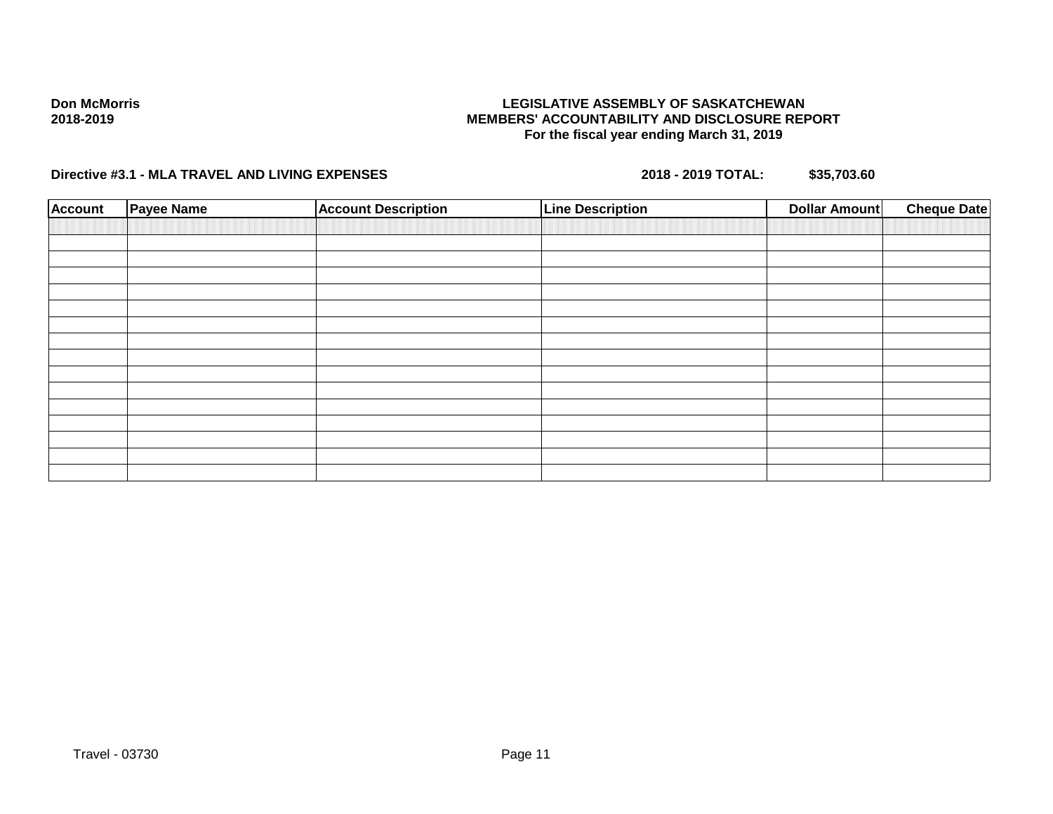**Don McMorris**
**2018-2019**

**LEGISLATIVE ASSEMBLY OF SASKATCHEWAN**
**MEMBERS' ACCOUNTABILITY AND DISCLOSURE REPORT**
**For the fiscal year ending March 31, 2019**

**Directive #3.1 - MLA TRAVEL AND LIVING EXPENSES** **2018 - 2019 TOTAL: $35,703.60**

| Account | Payee Name | Account Description | Line Description | Dollar Amount | Cheque Date |
|---|---|---|---|---|---|
| | | | | | |
| | | | | | |
| | | | | | |
| | | | | | |
| | | | | | |
| | | | | | |
| | | | | | |
| | | | | | |
| | | | | | |
| | | | | | |
| | | | | | |
| | | | | | |
| | | | | | |
| | | | | | |
| | | | | | |
| | | | | | |

Travel - 03730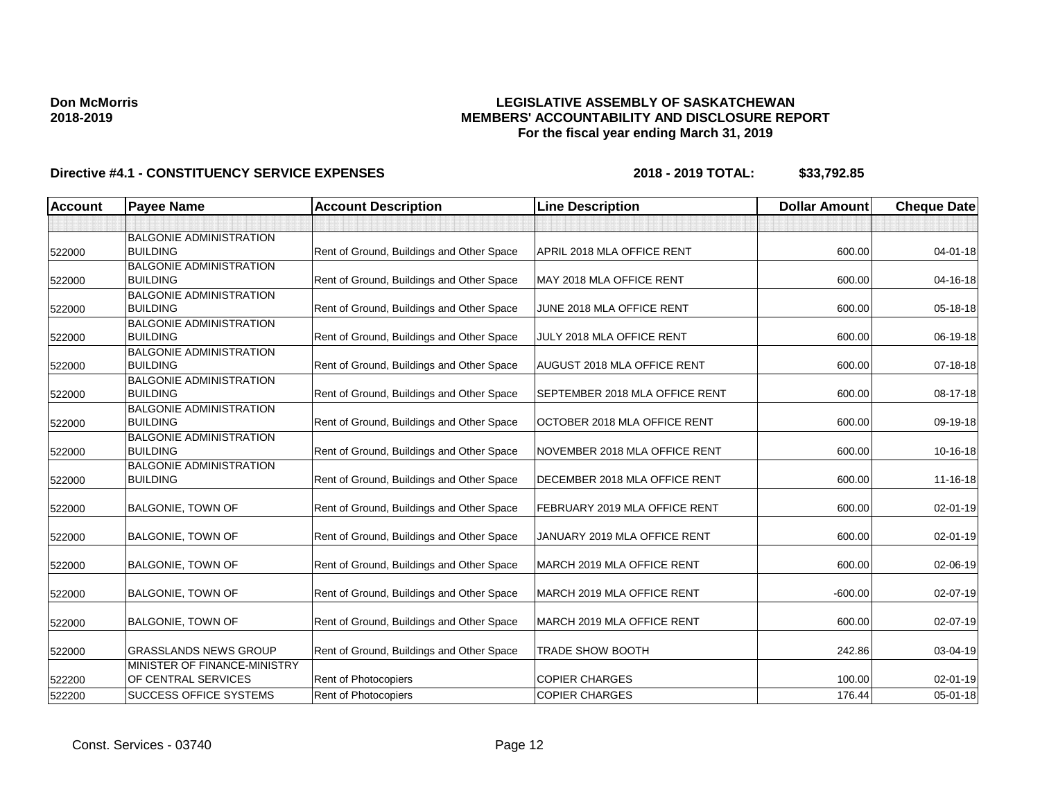**Don McMorris**
**2018-2019**

**LEGISLATIVE ASSEMBLY OF SASKATCHEWAN**
**MEMBERS' ACCOUNTABILITY AND DISCLOSURE REPORT**
**For the fiscal year ending March 31, 2019**

**Directive #4.1 - CONSTITUENCY SERVICE EXPENSES** **2018 - 2019 TOTAL: $33,792.85**

| Account | Payee Name | Account Description | Line Description | Dollar Amount | Cheque Date |
|---|---|---|---|---|---|
| | | | | | |
| 522000 | BALGONIE ADMINISTRATION BUILDING | Rent of Ground, Buildings and Other Space | APRIL 2018 MLA OFFICE RENT | 600.00 | 04-01-18 |
| 522000 | BALGONIE ADMINISTRATION BUILDING | Rent of Ground, Buildings and Other Space | MAY 2018 MLA OFFICE RENT | 600.00 | 04-16-18 |
| 522000 | BALGONIE ADMINISTRATION BUILDING | Rent of Ground, Buildings and Other Space | JUNE 2018 MLA OFFICE RENT | 600.00 | 05-18-18 |
| 522000 | BALGONIE ADMINISTRATION BUILDING | Rent of Ground, Buildings and Other Space | JULY 2018 MLA OFFICE RENT | 600.00 | 06-19-18 |
| 522000 | BALGONIE ADMINISTRATION BUILDING | Rent of Ground, Buildings and Other Space | AUGUST 2018 MLA OFFICE RENT | 600.00 | 07-18-18 |
| 522000 | BALGONIE ADMINISTRATION BUILDING | Rent of Ground, Buildings and Other Space | SEPTEMBER 2018 MLA OFFICE RENT | 600.00 | 08-17-18 |
| 522000 | BALGONIE ADMINISTRATION BUILDING | Rent of Ground, Buildings and Other Space | OCTOBER 2018 MLA OFFICE RENT | 600.00 | 09-19-18 |
| 522000 | BALGONIE ADMINISTRATION BUILDING | Rent of Ground, Buildings and Other Space | NOVEMBER 2018 MLA OFFICE RENT | 600.00 | 10-16-18 |
| 522000 | BALGONIE ADMINISTRATION BUILDING | Rent of Ground, Buildings and Other Space | DECEMBER 2018 MLA OFFICE RENT | 600.00 | 11-16-18 |
| 522000 | BALGONIE, TOWN OF | Rent of Ground, Buildings and Other Space | FEBRUARY 2019 MLA OFFICE RENT | 600.00 | 02-01-19 |
| 522000 | BALGONIE, TOWN OF | Rent of Ground, Buildings and Other Space | JANUARY 2019 MLA OFFICE RENT | 600.00 | 02-01-19 |
| 522000 | BALGONIE, TOWN OF | Rent of Ground, Buildings and Other Space | MARCH 2019 MLA OFFICE RENT | 600.00 | 02-06-19 |
| 522000 | BALGONIE, TOWN OF | Rent of Ground, Buildings and Other Space | MARCH 2019 MLA OFFICE RENT | -600.00 | 02-07-19 |
| 522000 | BALGONIE, TOWN OF | Rent of Ground, Buildings and Other Space | MARCH 2019 MLA OFFICE RENT | 600.00 | 02-07-19 |
| 522000 | GRASSLANDS NEWS GROUP | Rent of Ground, Buildings and Other Space | TRADE SHOW BOOTH | 242.86 | 03-04-19 |
| 522200 | MINISTER OF FINANCE-MINISTRY OF CENTRAL SERVICES | Rent of Photocopiers | COPIER CHARGES | 100.00 | 02-01-19 |
| 522200 | SUCCESS OFFICE SYSTEMS | Rent of Photocopiers | COPIER CHARGES | 176.44 | 05-01-18 |

Const. Services - 03740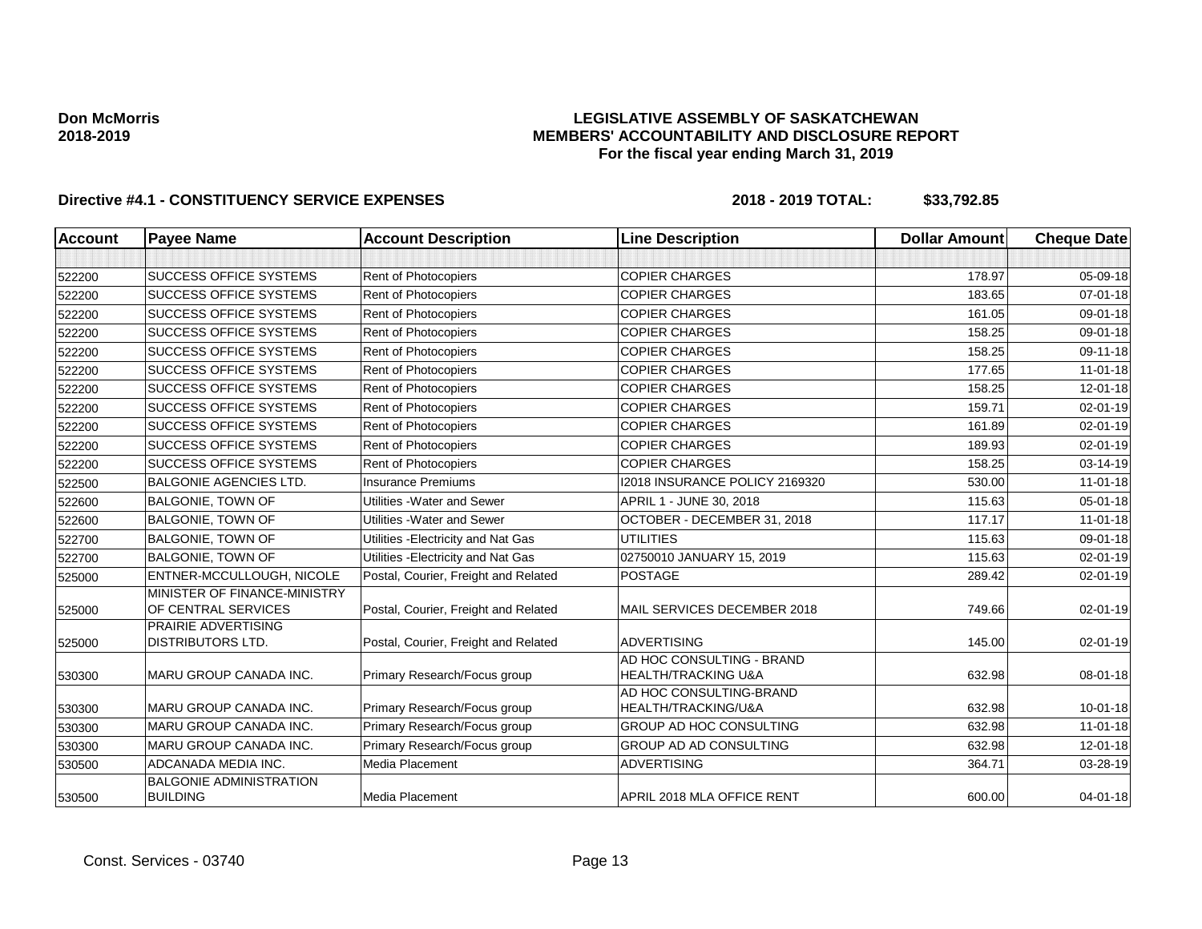**Don McMorris**
**2018-2019**

# LEGISLATIVE ASSEMBLY OF SASKATCHEWAN
## MEMBERS' ACCOUNTABILITY AND DISCLOSURE REPORT
### For the fiscal year ending March 31, 2019

**Directive #4.1 - CONSTITUENCY SERVICE EXPENSES** **2018 - 2019 TOTAL: $33,792.85**

| Account | Payee Name | Account Description | Line Description | Dollar Amount | Cheque Date |
|---|---|---|---|---|---|
| | | | | | |
| 522200 | SUCCESS OFFICE SYSTEMS | Rent of Photocopiers | COPIER CHARGES | 178.97 | 05-09-18 |
| 522200 | SUCCESS OFFICE SYSTEMS | Rent of Photocopiers | COPIER CHARGES | 183.65 | 07-01-18 |
| 522200 | SUCCESS OFFICE SYSTEMS | Rent of Photocopiers | COPIER CHARGES | 161.05 | 09-01-18 |
| 522200 | SUCCESS OFFICE SYSTEMS | Rent of Photocopiers | COPIER CHARGES | 158.25 | 09-01-18 |
| 522200 | SUCCESS OFFICE SYSTEMS | Rent of Photocopiers | COPIER CHARGES | 158.25 | 09-11-18 |
| 522200 | SUCCESS OFFICE SYSTEMS | Rent of Photocopiers | COPIER CHARGES | 177.65 | 11-01-18 |
| 522200 | SUCCESS OFFICE SYSTEMS | Rent of Photocopiers | COPIER CHARGES | 158.25 | 12-01-18 |
| 522200 | SUCCESS OFFICE SYSTEMS | Rent of Photocopiers | COPIER CHARGES | 159.71 | 02-01-19 |
| 522200 | SUCCESS OFFICE SYSTEMS | Rent of Photocopiers | COPIER CHARGES | 161.89 | 02-01-19 |
| 522200 | SUCCESS OFFICE SYSTEMS | Rent of Photocopiers | COPIER CHARGES | 189.93 | 02-01-19 |
| 522200 | SUCCESS OFFICE SYSTEMS | Rent of Photocopiers | COPIER CHARGES | 158.25 | 03-14-19 |
| 522500 | BALGONIE AGENCIES LTD. | Insurance Premiums | I2018 INSURANCE POLICY 2169320 | 530.00 | 11-01-18 |
| 522600 | BALGONIE, TOWN OF | Utilities -Water and Sewer | APRIL 1 - JUNE 30, 2018 | 115.63 | 05-01-18 |
| 522600 | BALGONIE, TOWN OF | Utilities -Water and Sewer | OCTOBER - DECEMBER 31, 2018 | 117.17 | 11-01-18 |
| 522700 | BALGONIE, TOWN OF | Utilities -Electricity and Nat Gas | UTILITIES | 115.63 | 09-01-18 |
| 522700 | BALGONIE, TOWN OF | Utilities -Electricity and Nat Gas | 02750010 JANUARY 15, 2019 | 115.63 | 02-01-19 |
| 525000 | ENTNER-MCCULLOUGH, NICOLE | Postal, Courier, Freight and Related | POSTAGE | 289.42 | 02-01-19 |
| 525000 | MINISTER OF FINANCE-MINISTRY OF CENTRAL SERVICES | Postal, Courier, Freight and Related | MAIL SERVICES DECEMBER 2018 | 749.66 | 02-01-19 |
| 525000 | PRAIRIE ADVERTISING DISTRIBUTORS LTD. | Postal, Courier, Freight and Related | ADVERTISING | 145.00 | 02-01-19 |
| 530300 | MARU GROUP CANADA INC. | Primary Research/Focus group | AD HOC CONSULTING - BRAND HEALTH/TRACKING U&A | 632.98 | 08-01-18 |
| 530300 | MARU GROUP CANADA INC. | Primary Research/Focus group | AD HOC CONSULTING-BRAND HEALTH/TRACKING/U&A | 632.98 | 10-01-18 |
| 530300 | MARU GROUP CANADA INC. | Primary Research/Focus group | GROUP AD HOC CONSULTING | 632.98 | 11-01-18 |
| 530300 | MARU GROUP CANADA INC. | Primary Research/Focus group | GROUP AD AD CONSULTING | 632.98 | 12-01-18 |
| 530500 | ADCANADA MEDIA INC. | Media Placement | ADVERTISING | 364.71 | 03-28-19 |
| 530500 | BALGONIE ADMINISTRATION BUILDING | Media Placement | APRIL 2018 MLA OFFICE RENT | 600.00 | 04-01-18 |

Const. Services - 03740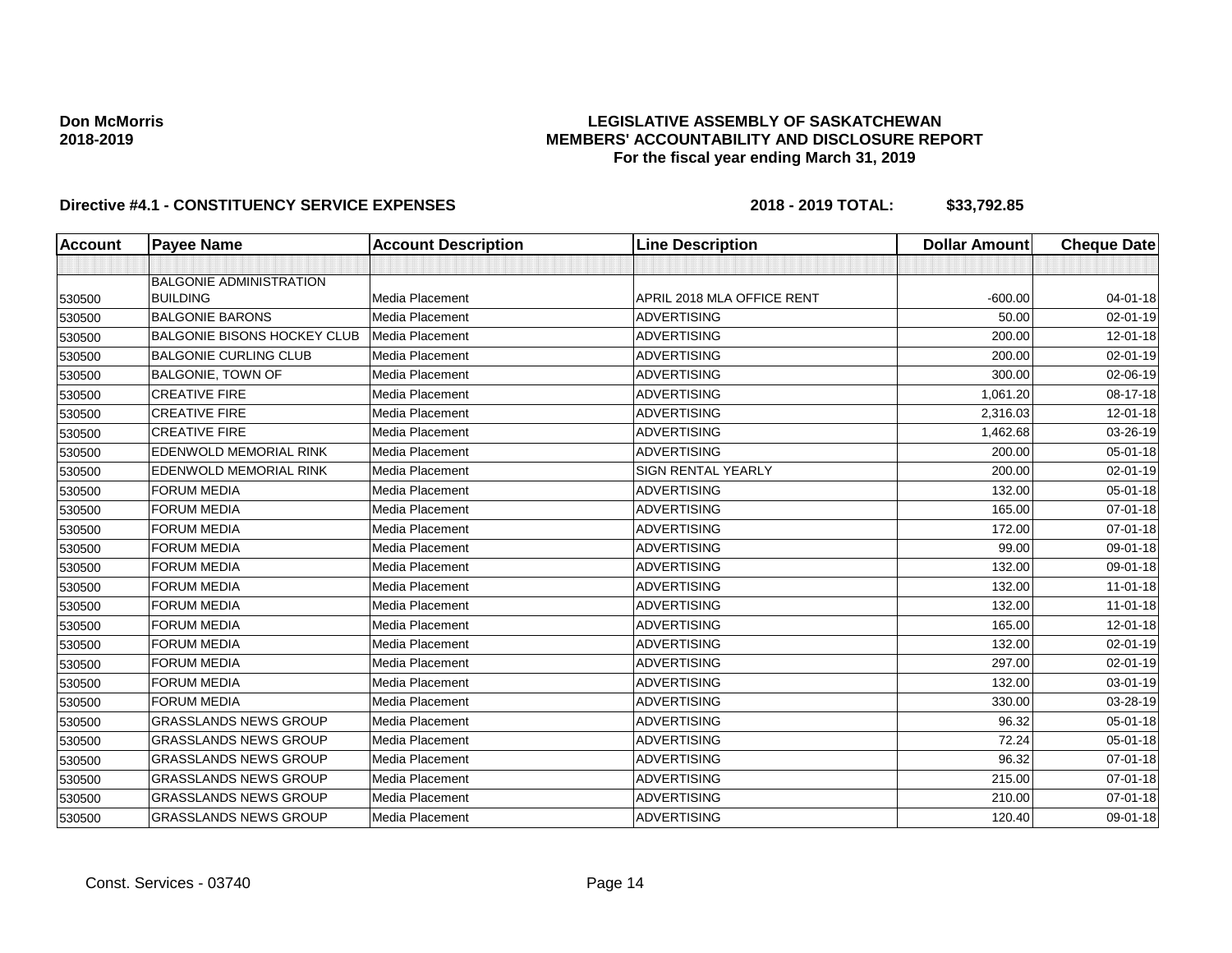**Don McMorris**
**2018-2019**

**LEGISLATIVE ASSEMBLY OF SASKATCHEWAN**
**MEMBERS' ACCOUNTABILITY AND DISCLOSURE REPORT**
**For the fiscal year ending March 31, 2019**

**Directive #4.1 - CONSTITUENCY SERVICE EXPENSES** **2018 - 2019 TOTAL: $33,792.85**

| Account | Payee Name | Account Description | Line Description | Dollar Amount | Cheque Date |
|---|---|---|---|---|---|
| | | | | | |
| 530500 | BALGONIE ADMINISTRATION BUILDING | Media Placement | APRIL 2018 MLA OFFICE RENT | -600.00 | 04-01-18 |
| 530500 | BALGONIE BARONS | Media Placement | ADVERTISING | 50.00 | 02-01-19 |
| 530500 | BALGONIE BISONS HOCKEY CLUB | Media Placement | ADVERTISING | 200.00 | 12-01-18 |
| 530500 | BALGONIE CURLING CLUB | Media Placement | ADVERTISING | 200.00 | 02-01-19 |
| 530500 | BALGONIE, TOWN OF | Media Placement | ADVERTISING | 300.00 | 02-06-19 |
| 530500 | CREATIVE FIRE | Media Placement | ADVERTISING | 1,061.20 | 08-17-18 |
| 530500 | CREATIVE FIRE | Media Placement | ADVERTISING | 2,316.03 | 12-01-18 |
| 530500 | CREATIVE FIRE | Media Placement | ADVERTISING | 1,462.68 | 03-26-19 |
| 530500 | EDENWOLD MEMORIAL RINK | Media Placement | ADVERTISING | 200.00 | 05-01-18 |
| 530500 | EDENWOLD MEMORIAL RINK | Media Placement | SIGN RENTAL YEARLY | 200.00 | 02-01-19 |
| 530500 | FORUM MEDIA | Media Placement | ADVERTISING | 132.00 | 05-01-18 |
| 530500 | FORUM MEDIA | Media Placement | ADVERTISING | 165.00 | 07-01-18 |
| 530500 | FORUM MEDIA | Media Placement | ADVERTISING | 172.00 | 07-01-18 |
| 530500 | FORUM MEDIA | Media Placement | ADVERTISING | 99.00 | 09-01-18 |
| 530500 | FORUM MEDIA | Media Placement | ADVERTISING | 132.00 | 09-01-18 |
| 530500 | FORUM MEDIA | Media Placement | ADVERTISING | 132.00 | 11-01-18 |
| 530500 | FORUM MEDIA | Media Placement | ADVERTISING | 132.00 | 11-01-18 |
| 530500 | FORUM MEDIA | Media Placement | ADVERTISING | 165.00 | 12-01-18 |
| 530500 | FORUM MEDIA | Media Placement | ADVERTISING | 132.00 | 02-01-19 |
| 530500 | FORUM MEDIA | Media Placement | ADVERTISING | 297.00 | 02-01-19 |
| 530500 | FORUM MEDIA | Media Placement | ADVERTISING | 132.00 | 03-01-19 |
| 530500 | FORUM MEDIA | Media Placement | ADVERTISING | 330.00 | 03-28-19 |
| 530500 | GRASSLANDS NEWS GROUP | Media Placement | ADVERTISING | 96.32 | 05-01-18 |
| 530500 | GRASSLANDS NEWS GROUP | Media Placement | ADVERTISING | 72.24 | 05-01-18 |
| 530500 | GRASSLANDS NEWS GROUP | Media Placement | ADVERTISING | 96.32 | 07-01-18 |
| 530500 | GRASSLANDS NEWS GROUP | Media Placement | ADVERTISING | 215.00 | 07-01-18 |
| 530500 | GRASSLANDS NEWS GROUP | Media Placement | ADVERTISING | 210.00 | 07-01-18 |
| 530500 | GRASSLANDS NEWS GROUP | Media Placement | ADVERTISING | 120.40 | 09-01-18 |

Const. Services - 03740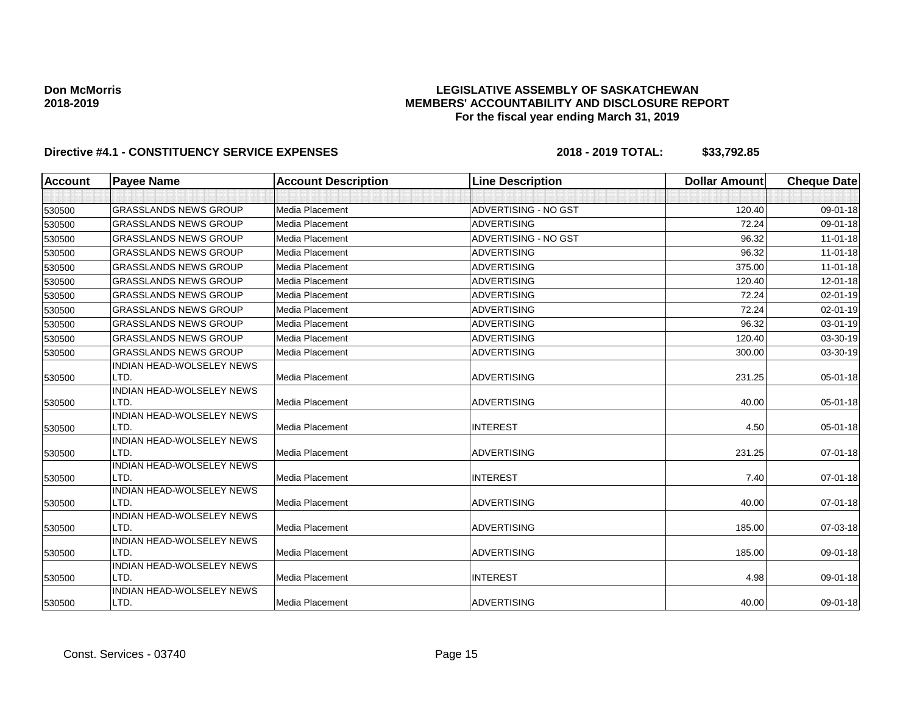**Don McMorris**
**2018-2019**

**LEGISLATIVE ASSEMBLY OF SASKATCHEWAN**
**MEMBERS' ACCOUNTABILITY AND DISCLOSURE REPORT**
**For the fiscal year ending March 31, 2019**

**Directive #4.1 - CONSTITUENCY SERVICE EXPENSES** **2018 - 2019 TOTAL: $33,792.85**

| Account | Payee Name | Account Description | Line Description | Dollar Amount | Cheque Date |
|---|---|---|---|---|---|
| | | | | | |
| 530500 | GRASSLANDS NEWS GROUP | Media Placement | ADVERTISING - NO GST | 120.40 | 09-01-18 |
| 530500 | GRASSLANDS NEWS GROUP | Media Placement | ADVERTISING | 72.24 | 09-01-18 |
| 530500 | GRASSLANDS NEWS GROUP | Media Placement | ADVERTISING - NO GST | 96.32 | 11-01-18 |
| 530500 | GRASSLANDS NEWS GROUP | Media Placement | ADVERTISING | 96.32 | 11-01-18 |
| 530500 | GRASSLANDS NEWS GROUP | Media Placement | ADVERTISING | 375.00 | 11-01-18 |
| 530500 | GRASSLANDS NEWS GROUP | Media Placement | ADVERTISING | 120.40 | 12-01-18 |
| 530500 | GRASSLANDS NEWS GROUP | Media Placement | ADVERTISING | 72.24 | 02-01-19 |
| 530500 | GRASSLANDS NEWS GROUP | Media Placement | ADVERTISING | 72.24 | 02-01-19 |
| 530500 | GRASSLANDS NEWS GROUP | Media Placement | ADVERTISING | 96.32 | 03-01-19 |
| 530500 | GRASSLANDS NEWS GROUP | Media Placement | ADVERTISING | 120.40 | 03-30-19 |
| 530500 | GRASSLANDS NEWS GROUP | Media Placement | ADVERTISING | 300.00 | 03-30-19 |
| 530500 | INDIAN HEAD-WOLSELEY NEWS LTD. | Media Placement | ADVERTISING | 231.25 | 05-01-18 |
| 530500 | INDIAN HEAD-WOLSELEY NEWS LTD. | Media Placement | ADVERTISING | 40.00 | 05-01-18 |
| 530500 | INDIAN HEAD-WOLSELEY NEWS LTD. | Media Placement | INTEREST | 4.50 | 05-01-18 |
| 530500 | INDIAN HEAD-WOLSELEY NEWS LTD. | Media Placement | ADVERTISING | 231.25 | 07-01-18 |
| 530500 | INDIAN HEAD-WOLSELEY NEWS LTD. | Media Placement | INTEREST | 7.40 | 07-01-18 |
| 530500 | INDIAN HEAD-WOLSELEY NEWS LTD. | Media Placement | ADVERTISING | 40.00 | 07-01-18 |
| 530500 | INDIAN HEAD-WOLSELEY NEWS LTD. | Media Placement | ADVERTISING | 185.00 | 07-03-18 |
| 530500 | INDIAN HEAD-WOLSELEY NEWS LTD. | Media Placement | ADVERTISING | 185.00 | 09-01-18 |
| 530500 | INDIAN HEAD-WOLSELEY NEWS LTD. | Media Placement | INTEREST | 4.98 | 09-01-18 |
| 530500 | INDIAN HEAD-WOLSELEY NEWS LTD. | Media Placement | ADVERTISING | 40.00 | 09-01-18 |

Const. Services - 03740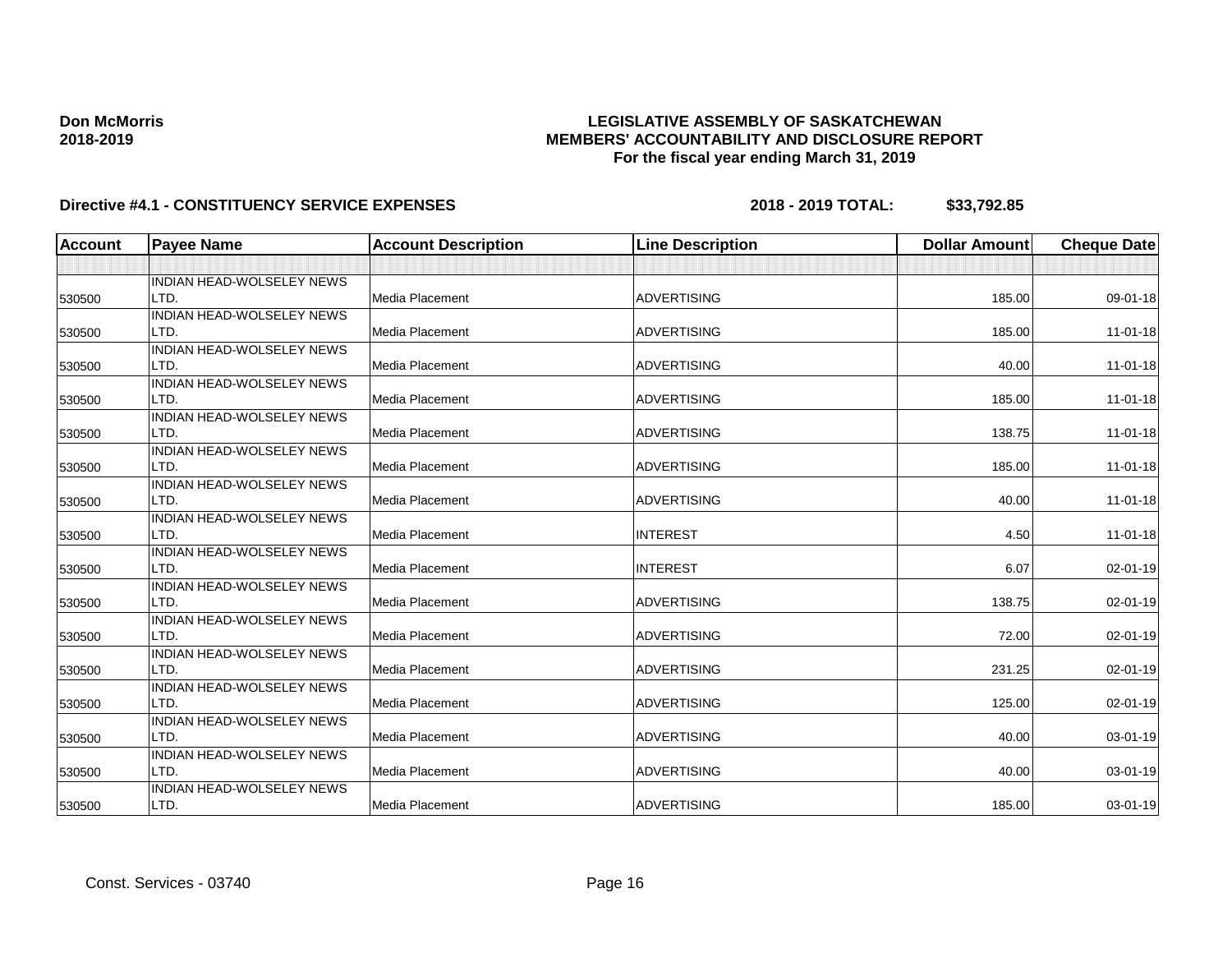**Don McMorris**
**2018-2019**

**LEGISLATIVE ASSEMBLY OF SASKATCHEWAN**
**MEMBERS' ACCOUNTABILITY AND DISCLOSURE REPORT**
**For the fiscal year ending March 31, 2019**

**Directive #4.1 - CONSTITUENCY SERVICE EXPENSES** **2018 - 2019 TOTAL: $33,792.85**

| Account | Payee Name | Account Description | Line Description | Dollar Amount | Cheque Date |
|---|---|---|---|---|---|
| | | | | | |
| 530500 | INDIAN HEAD-WOLSELEY NEWS LTD. | Media Placement | ADVERTISING | 185.00 | 09-01-18 |
| 530500 | INDIAN HEAD-WOLSELEY NEWS LTD. | Media Placement | ADVERTISING | 185.00 | 11-01-18 |
| 530500 | INDIAN HEAD-WOLSELEY NEWS LTD. | Media Placement | ADVERTISING | 40.00 | 11-01-18 |
| 530500 | INDIAN HEAD-WOLSELEY NEWS LTD. | Media Placement | ADVERTISING | 185.00 | 11-01-18 |
| 530500 | INDIAN HEAD-WOLSELEY NEWS LTD. | Media Placement | ADVERTISING | 138.75 | 11-01-18 |
| 530500 | INDIAN HEAD-WOLSELEY NEWS LTD. | Media Placement | ADVERTISING | 185.00 | 11-01-18 |
| 530500 | INDIAN HEAD-WOLSELEY NEWS LTD. | Media Placement | ADVERTISING | 40.00 | 11-01-18 |
| 530500 | INDIAN HEAD-WOLSELEY NEWS LTD. | Media Placement | INTEREST | 4.50 | 11-01-18 |
| 530500 | INDIAN HEAD-WOLSELEY NEWS LTD. | Media Placement | INTEREST | 6.07 | 02-01-19 |
| 530500 | INDIAN HEAD-WOLSELEY NEWS LTD. | Media Placement | ADVERTISING | 138.75 | 02-01-19 |
| 530500 | INDIAN HEAD-WOLSELEY NEWS LTD. | Media Placement | ADVERTISING | 72.00 | 02-01-19 |
| 530500 | INDIAN HEAD-WOLSELEY NEWS LTD. | Media Placement | ADVERTISING | 231.25 | 02-01-19 |
| 530500 | INDIAN HEAD-WOLSELEY NEWS LTD. | Media Placement | ADVERTISING | 125.00 | 02-01-19 |
| 530500 | INDIAN HEAD-WOLSELEY NEWS LTD. | Media Placement | ADVERTISING | 40.00 | 03-01-19 |
| 530500 | INDIAN HEAD-WOLSELEY NEWS LTD. | Media Placement | ADVERTISING | 40.00 | 03-01-19 |
| 530500 | INDIAN HEAD-WOLSELEY NEWS LTD. | Media Placement | ADVERTISING | 185.00 | 03-01-19 |

Const. Services - 03740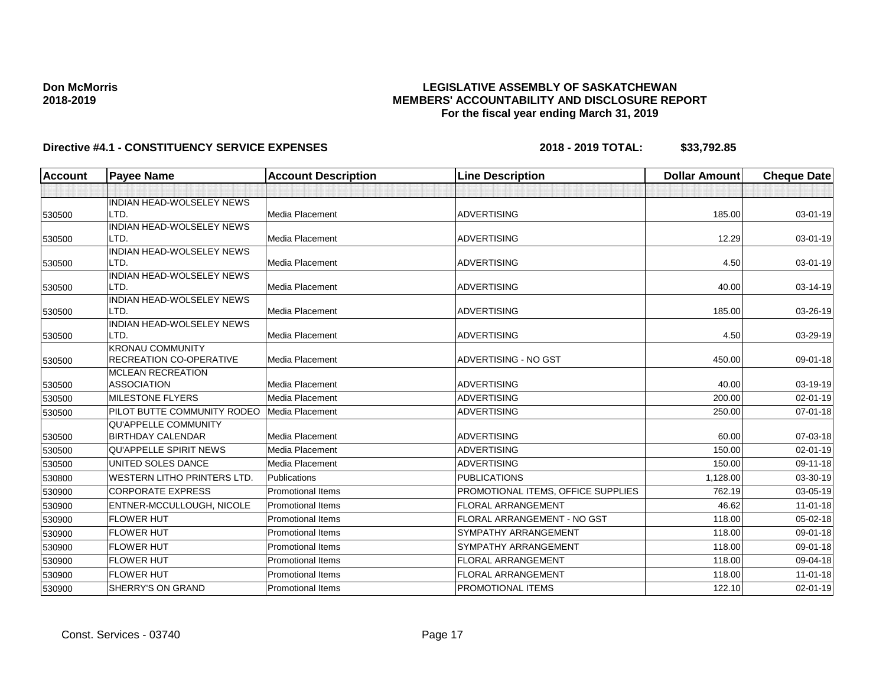**Don McMorris**
**2018-2019**

**LEGISLATIVE ASSEMBLY OF SASKATCHEWAN**
**MEMBERS' ACCOUNTABILITY AND DISCLOSURE REPORT**
**For the fiscal year ending March 31, 2019**

**Directive #4.1 - CONSTITUENCY SERVICE EXPENSES** **2018 - 2019 TOTAL: $33,792.85**

| Account | Payee Name | Account Description | Line Description | Dollar Amount | Cheque Date |
|---|---|---|---|---|---|
| | | | | | |
| 530500 | INDIAN HEAD-WOLSELEY NEWS LTD. | Media Placement | ADVERTISING | 185.00 | 03-01-19 |
| 530500 | INDIAN HEAD-WOLSELEY NEWS LTD. | Media Placement | ADVERTISING | 12.29 | 03-01-19 |
| 530500 | INDIAN HEAD-WOLSELEY NEWS LTD. | Media Placement | ADVERTISING | 4.50 | 03-01-19 |
| 530500 | INDIAN HEAD-WOLSELEY NEWS LTD. | Media Placement | ADVERTISING | 40.00 | 03-14-19 |
| 530500 | INDIAN HEAD-WOLSELEY NEWS LTD. | Media Placement | ADVERTISING | 185.00 | 03-26-19 |
| 530500 | INDIAN HEAD-WOLSELEY NEWS LTD. | Media Placement | ADVERTISING | 4.50 | 03-29-19 |
| 530500 | KRONAU COMMUNITY RECREATION CO-OPERATIVE | Media Placement | ADVERTISING - NO GST | 450.00 | 09-01-18 |
| 530500 | MCLEAN RECREATION ASSOCIATION | Media Placement | ADVERTISING | 40.00 | 03-19-19 |
| 530500 | MILESTONE FLYERS | Media Placement | ADVERTISING | 200.00 | 02-01-19 |
| 530500 | PILOT BUTTE COMMUNITY RODEO | Media Placement | ADVERTISING | 250.00 | 07-01-18 |
| 530500 | QU'APPELLE COMMUNITY BIRTHDAY CALENDAR | Media Placement | ADVERTISING | 60.00 | 07-03-18 |
| 530500 | QU'APPELLE SPIRIT NEWS | Media Placement | ADVERTISING | 150.00 | 02-01-19 |
| 530500 | UNITED SOLES DANCE | Media Placement | ADVERTISING | 150.00 | 09-11-18 |
| 530800 | WESTERN LITHO PRINTERS LTD. | Publications | PUBLICATIONS | 1,128.00 | 03-30-19 |
| 530900 | CORPORATE EXPRESS | Promotional Items | PROMOTIONAL ITEMS, OFFICE SUPPLIES | 762.19 | 03-05-19 |
| 530900 | ENTNER-MCCULLOUGH, NICOLE | Promotional Items | FLORAL ARRANGEMENT | 46.62 | 11-01-18 |
| 530900 | FLOWER HUT | Promotional Items | FLORAL ARRANGEMENT - NO GST | 118.00 | 05-02-18 |
| 530900 | FLOWER HUT | Promotional Items | SYMPATHY ARRANGEMENT | 118.00 | 09-01-18 |
| 530900 | FLOWER HUT | Promotional Items | SYMPATHY ARRANGEMENT | 118.00 | 09-01-18 |
| 530900 | FLOWER HUT | Promotional Items | FLORAL ARRANGEMENT | 118.00 | 09-04-18 |
| 530900 | FLOWER HUT | Promotional Items | FLORAL ARRANGEMENT | 118.00 | 11-01-18 |
| 530900 | SHERRY'S ON GRAND | Promotional Items | PROMOTIONAL ITEMS | 122.10 | 02-01-19 |

Const. Services - 03740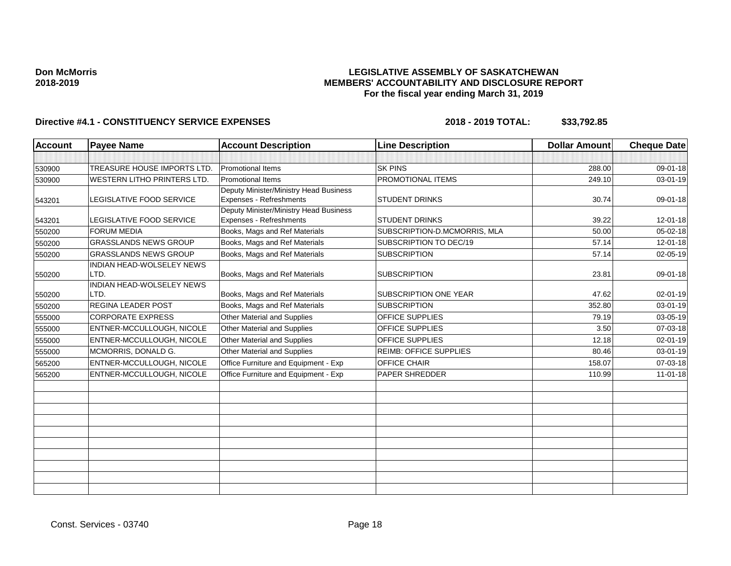**Don McMorris**
**2018-2019**

**LEGISLATIVE ASSEMBLY OF SASKATCHEWAN**
**MEMBERS' ACCOUNTABILITY AND DISCLOSURE REPORT**
**For the fiscal year ending March 31, 2019**

**Directive #4.1 - CONSTITUENCY SERVICE EXPENSES** **2018 - 2019 TOTAL: $33,792.85**

| Account | Payee Name | Account Description | Line Description | Dollar Amount | Cheque Date |
|---|---|---|---|---|---|
| | | | | | |
| 530900 | TREASURE HOUSE IMPORTS LTD. | Promotional Items | SK PINS | 288.00 | 09-01-18 |
| 530900 | WESTERN LITHO PRINTERS LTD. | Promotional Items | PROMOTIONAL ITEMS | 249.10 | 03-01-19 |
| 543201 | LEGISLATIVE FOOD SERVICE | Deputy Minister/Ministry Head Business Expenses - Refreshments | STUDENT DRINKS | 30.74 | 09-01-18 |
| 543201 | LEGISLATIVE FOOD SERVICE | Deputy Minister/Ministry Head Business Expenses - Refreshments | STUDENT DRINKS | 39.22 | 12-01-18 |
| 550200 | FORUM MEDIA | Books, Mags and Ref Materials | SUBSCRIPTION-D.MCMORRIS, MLA | 50.00 | 05-02-18 |
| 550200 | GRASSLANDS NEWS GROUP | Books, Mags and Ref Materials | SUBSCRIPTION TO DEC/19 | 57.14 | 12-01-18 |
| 550200 | GRASSLANDS NEWS GROUP | Books, Mags and Ref Materials | SUBSCRIPTION | 57.14 | 02-05-19 |
| 550200 | INDIAN HEAD-WOLSELEY NEWS LTD. | Books, Mags and Ref Materials | SUBSCRIPTION | 23.81 | 09-01-18 |
| 550200 | INDIAN HEAD-WOLSELEY NEWS LTD. | Books, Mags and Ref Materials | SUBSCRIPTION ONE YEAR | 47.62 | 02-01-19 |
| 550200 | REGINA LEADER POST | Books, Mags and Ref Materials | SUBSCRIPTION | 352.80 | 03-01-19 |
| 555000 | CORPORATE EXPRESS | Other Material and Supplies | OFFICE SUPPLIES | 79.19 | 03-05-19 |
| 555000 | ENTNER-MCCULLOUGH, NICOLE | Other Material and Supplies | OFFICE SUPPLIES | 3.50 | 07-03-18 |
| 555000 | ENTNER-MCCULLOUGH, NICOLE | Other Material and Supplies | OFFICE SUPPLIES | 12.18 | 02-01-19 |
| 555000 | MCMORRIS, DONALD G. | Other Material and Supplies | REIMB: OFFICE SUPPLIES | 80.46 | 03-01-19 |
| 565200 | ENTNER-MCCULLOUGH, NICOLE | Office Furniture and Equipment - Exp | OFFICE CHAIR | 158.07 | 07-03-18 |
| 565200 | ENTNER-MCCULLOUGH, NICOLE | Office Furniture and Equipment - Exp | PAPER SHREDDER | 110.99 | 11-01-18 |

Const. Services - 03740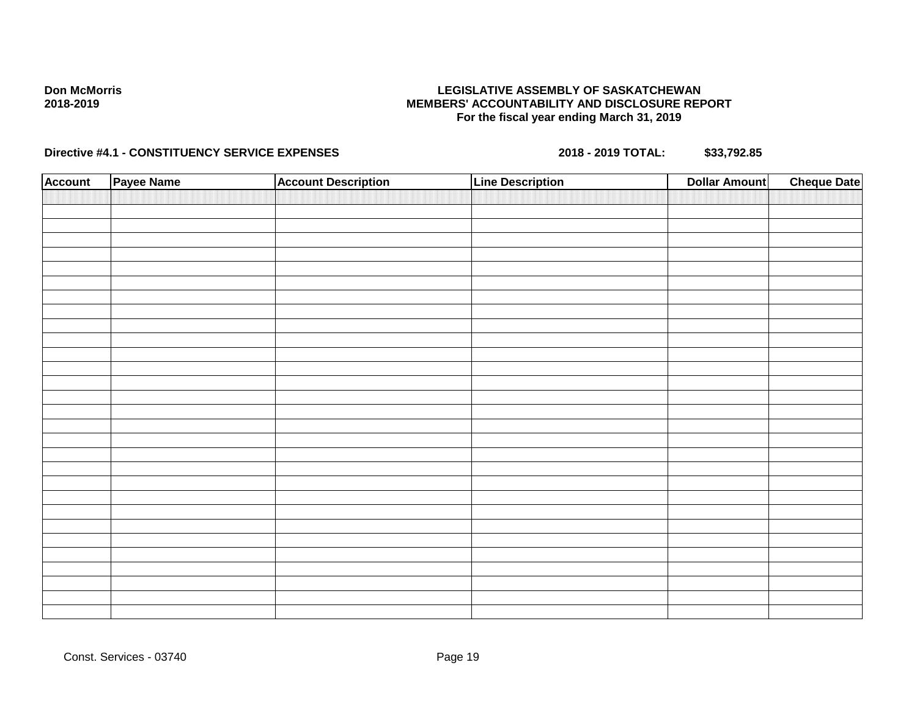**Don McMorris**
**2018-2019**

**LEGISLATIVE ASSEMBLY OF SASKATCHEWAN**
**MEMBERS' ACCOUNTABILITY AND DISCLOSURE REPORT**
**For the fiscal year ending March 31, 2019**

**Directive #4.1 - CONSTITUENCY SERVICE EXPENSES** **2018 - 2019 TOTAL:** **$33,792.85**

| Account | Payee Name | Account Description | Line Description | Dollar Amount | Cheque Date |
|---|---|---|---|---|---|
| | | | | | |

Const. Services - 03740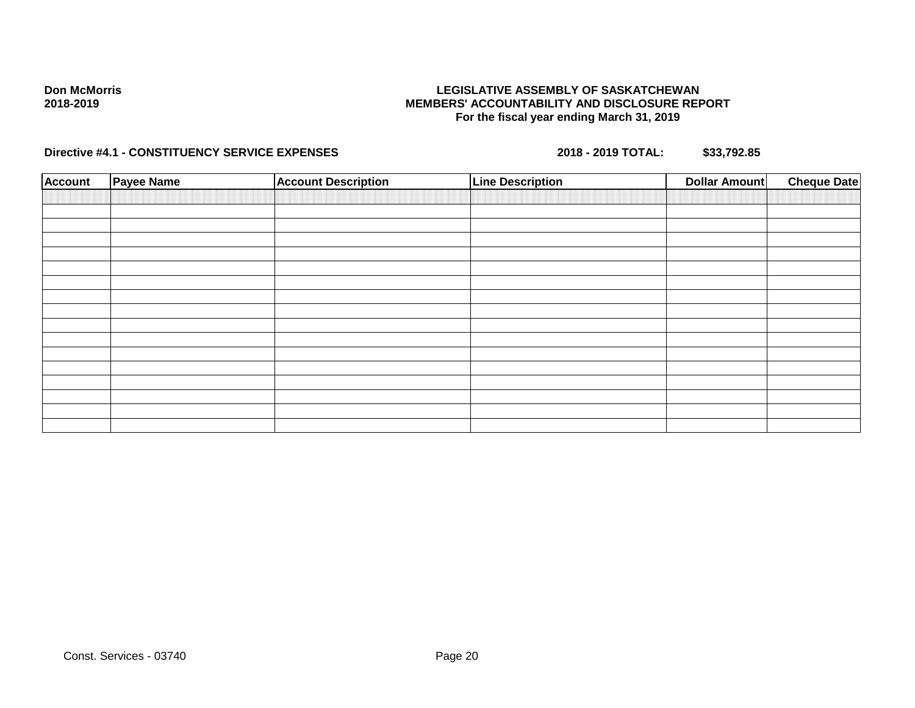**Don McMorris**
**2018-2019**

**LEGISLATIVE ASSEMBLY OF SASKATCHEWAN**
**MEMBERS' ACCOUNTABILITY AND DISCLOSURE REPORT**
**For the fiscal year ending March 31, 2019**

**Directive #4.1 - CONSTITUENCY SERVICE EXPENSES** **2018 - 2019 TOTAL: $33,792.85**

| Account | Payee Name | Account Description | Line Description | Dollar Amount | Cheque Date |
|---|---|---|---|---|---|
| | | | | | |
| | | | | | |
| | | | | | |
| | | | | | |
| | | | | | |
| | | | | | |
| | | | | | |
| | | | | | |
| | | | | | |
| | | | | | |
| | | | | | |
| | | | | | |
| | | | | | |
| | | | | | |
| | | | | | |
| | | | | | |
| | | | | | |

Const. Services - 03740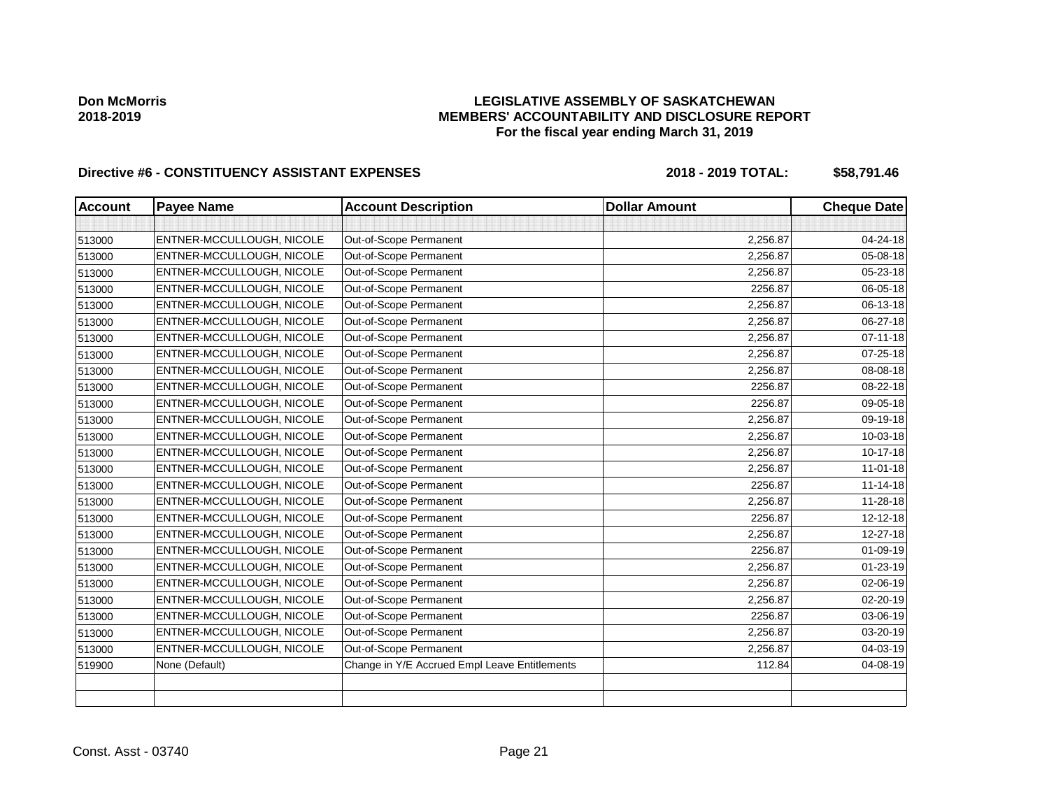**Don McMorris**
**2018-2019**

# LEGISLATIVE ASSEMBLY OF SASKATCHEWAN
## MEMBERS' ACCOUNTABILITY AND DISCLOSURE REPORT
### For the fiscal year ending March 31, 2019

**Directive #6 - CONSTITUENCY ASSISTANT EXPENSES** — **2018 - 2019 TOTAL: $58,791.46**

| Account | Payee Name | Account Description | Dollar Amount | Cheque Date |
|---|---|---|---|---|
| | | | | |
| 513000 | ENTNER-MCCULLOUGH, NICOLE | Out-of-Scope Permanent | 2,256.87 | 04-24-18 |
| 513000 | ENTNER-MCCULLOUGH, NICOLE | Out-of-Scope Permanent | 2,256.87 | 05-08-18 |
| 513000 | ENTNER-MCCULLOUGH, NICOLE | Out-of-Scope Permanent | 2,256.87 | 05-23-18 |
| 513000 | ENTNER-MCCULLOUGH, NICOLE | Out-of-Scope Permanent | 2256.87 | 06-05-18 |
| 513000 | ENTNER-MCCULLOUGH, NICOLE | Out-of-Scope Permanent | 2,256.87 | 06-13-18 |
| 513000 | ENTNER-MCCULLOUGH, NICOLE | Out-of-Scope Permanent | 2,256.87 | 06-27-18 |
| 513000 | ENTNER-MCCULLOUGH, NICOLE | Out-of-Scope Permanent | 2,256.87 | 07-11-18 |
| 513000 | ENTNER-MCCULLOUGH, NICOLE | Out-of-Scope Permanent | 2,256.87 | 07-25-18 |
| 513000 | ENTNER-MCCULLOUGH, NICOLE | Out-of-Scope Permanent | 2,256.87 | 08-08-18 |
| 513000 | ENTNER-MCCULLOUGH, NICOLE | Out-of-Scope Permanent | 2256.87 | 08-22-18 |
| 513000 | ENTNER-MCCULLOUGH, NICOLE | Out-of-Scope Permanent | 2256.87 | 09-05-18 |
| 513000 | ENTNER-MCCULLOUGH, NICOLE | Out-of-Scope Permanent | 2,256.87 | 09-19-18 |
| 513000 | ENTNER-MCCULLOUGH, NICOLE | Out-of-Scope Permanent | 2,256.87 | 10-03-18 |
| 513000 | ENTNER-MCCULLOUGH, NICOLE | Out-of-Scope Permanent | 2,256.87 | 10-17-18 |
| 513000 | ENTNER-MCCULLOUGH, NICOLE | Out-of-Scope Permanent | 2,256.87 | 11-01-18 |
| 513000 | ENTNER-MCCULLOUGH, NICOLE | Out-of-Scope Permanent | 2256.87 | 11-14-18 |
| 513000 | ENTNER-MCCULLOUGH, NICOLE | Out-of-Scope Permanent | 2,256.87 | 11-28-18 |
| 513000 | ENTNER-MCCULLOUGH, NICOLE | Out-of-Scope Permanent | 2256.87 | 12-12-18 |
| 513000 | ENTNER-MCCULLOUGH, NICOLE | Out-of-Scope Permanent | 2,256.87 | 12-27-18 |
| 513000 | ENTNER-MCCULLOUGH, NICOLE | Out-of-Scope Permanent | 2256.87 | 01-09-19 |
| 513000 | ENTNER-MCCULLOUGH, NICOLE | Out-of-Scope Permanent | 2,256.87 | 01-23-19 |
| 513000 | ENTNER-MCCULLOUGH, NICOLE | Out-of-Scope Permanent | 2,256.87 | 02-06-19 |
| 513000 | ENTNER-MCCULLOUGH, NICOLE | Out-of-Scope Permanent | 2,256.87 | 02-20-19 |
| 513000 | ENTNER-MCCULLOUGH, NICOLE | Out-of-Scope Permanent | 2256.87 | 03-06-19 |
| 513000 | ENTNER-MCCULLOUGH, NICOLE | Out-of-Scope Permanent | 2,256.87 | 03-20-19 |
| 513000 | ENTNER-MCCULLOUGH, NICOLE | Out-of-Scope Permanent | 2,256.87 | 04-03-19 |
| 519900 | None (Default) | Change in Y/E Accrued Empl Leave Entitlements | 112.84 | 04-08-19 |
| | | | | |
| | | | | |

Const. Asst - 03740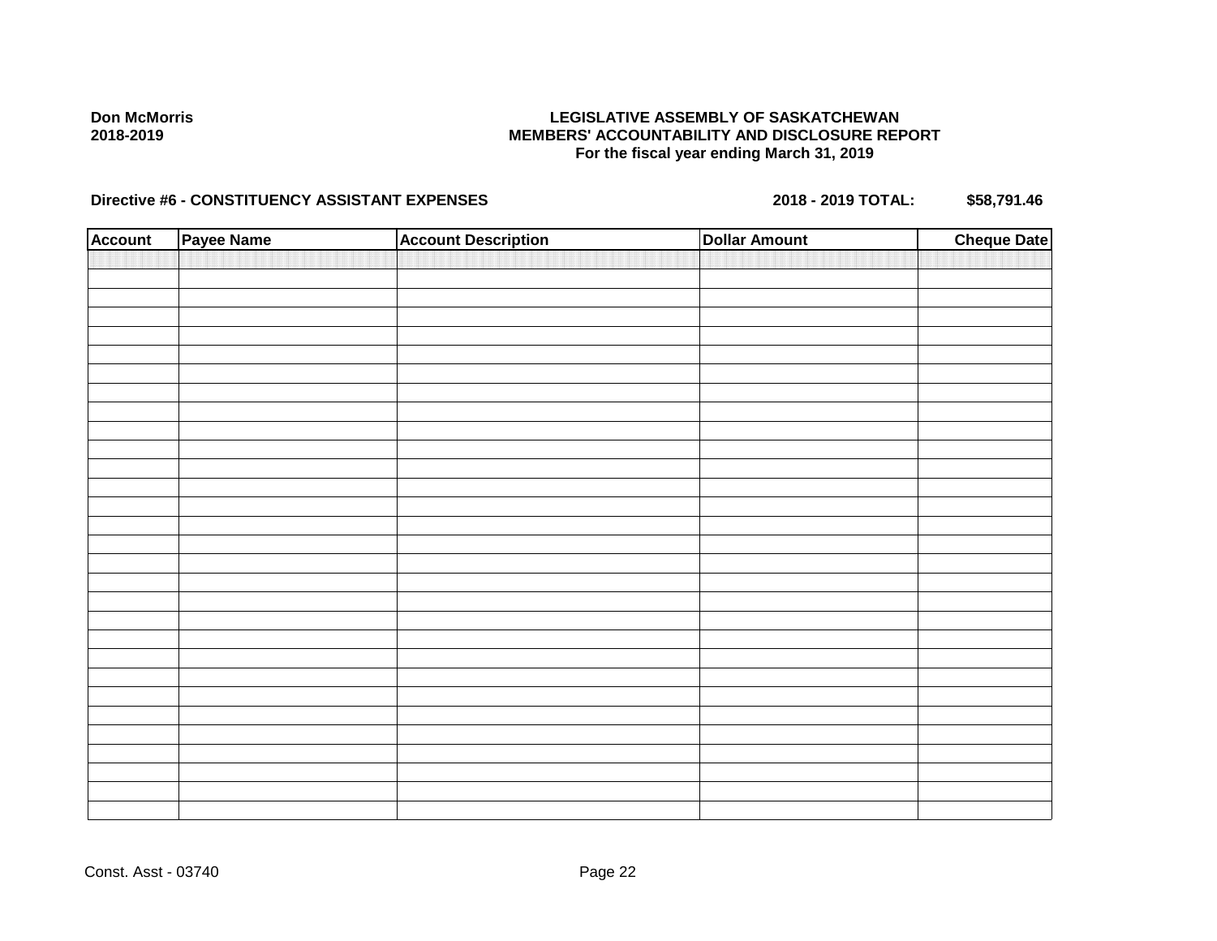**Don McMorris**
**2018-2019**

**LEGISLATIVE ASSEMBLY OF SASKATCHEWAN**
**MEMBERS' ACCOUNTABILITY AND DISCLOSURE REPORT**
**For the fiscal year ending March 31, 2019**

**Directive #6 - CONSTITUENCY ASSISTANT EXPENSES** **2018 - 2019 TOTAL: $58,791.46**

| Account | Payee Name | Account Description | Dollar Amount | Cheque Date |
|---|---|---|---|---|
| | | | | |

Const. Asst - 03740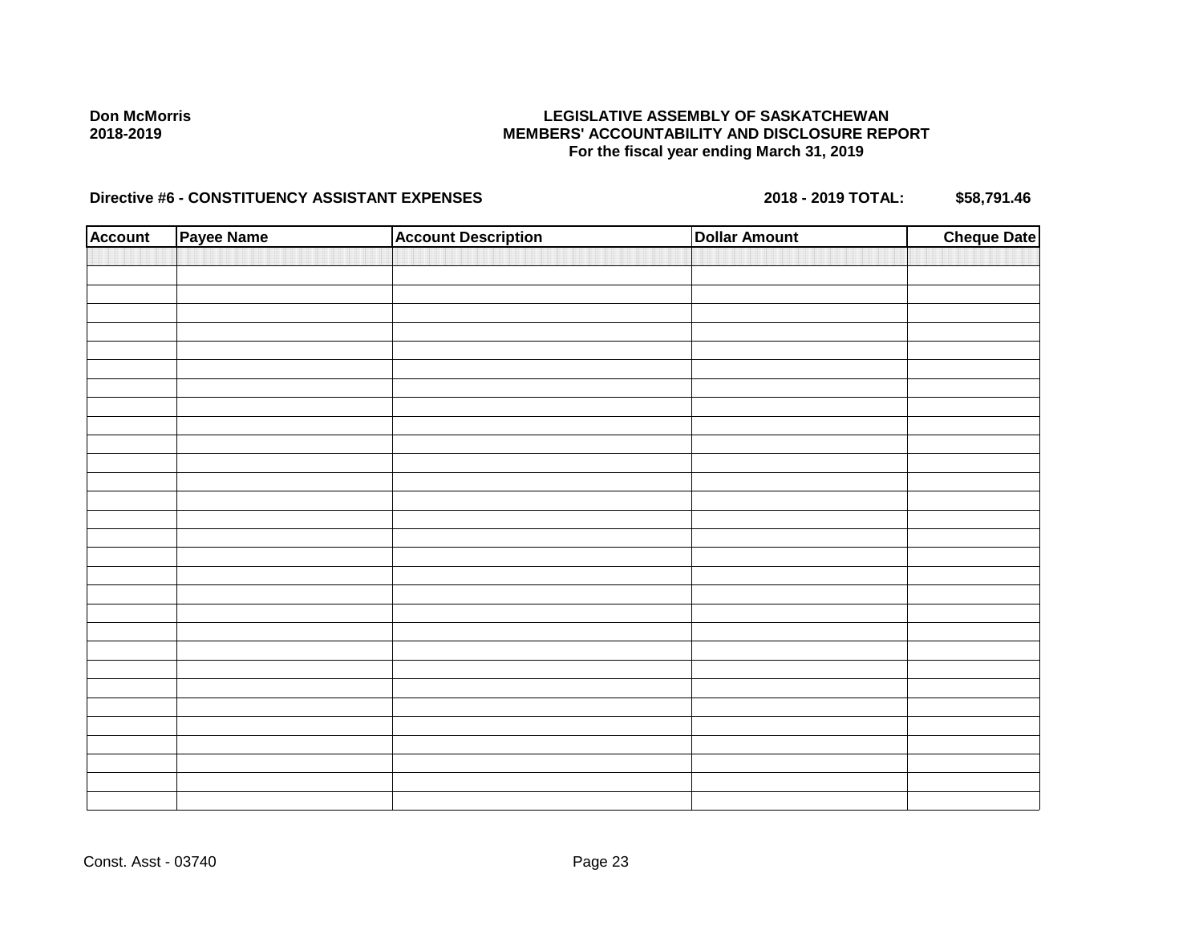**Don McMorris**
**2018-2019**

**LEGISLATIVE ASSEMBLY OF SASKATCHEWAN**
**MEMBERS' ACCOUNTABILITY AND DISCLOSURE REPORT**
**For the fiscal year ending March 31, 2019**

**Directive #6 - CONSTITUENCY ASSISTANT EXPENSES** **2018 - 2019 TOTAL: $58,791.46**

| Account | Payee Name | Account Description | Dollar Amount | Cheque Date |
|---|---|---|---|---|
| | | | | |

Const. Asst - 03740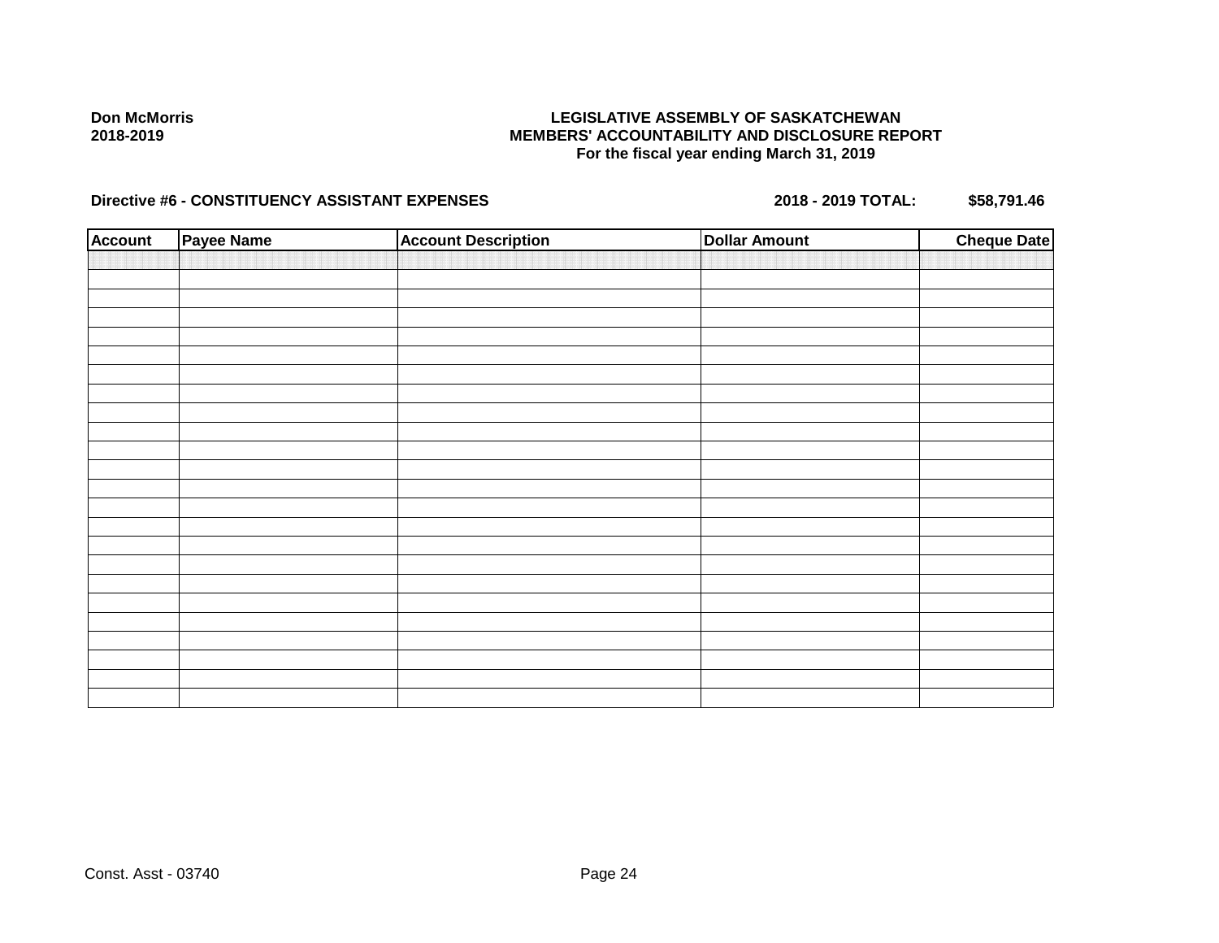**Don McMorris**
**2018-2019**

# LEGISLATIVE ASSEMBLY OF SASKATCHEWAN
## MEMBERS' ACCOUNTABILITY AND DISCLOSURE REPORT
### For the fiscal year ending March 31, 2019

**Directive #6 - CONSTITUENCY ASSISTANT EXPENSES** **2018 - 2019 TOTAL: $58,791.46**

| Account | Payee Name | Account Description | Dollar Amount | Cheque Date |
|---|---|---|---|---|
| | | | | |

Const. Asst - 03740